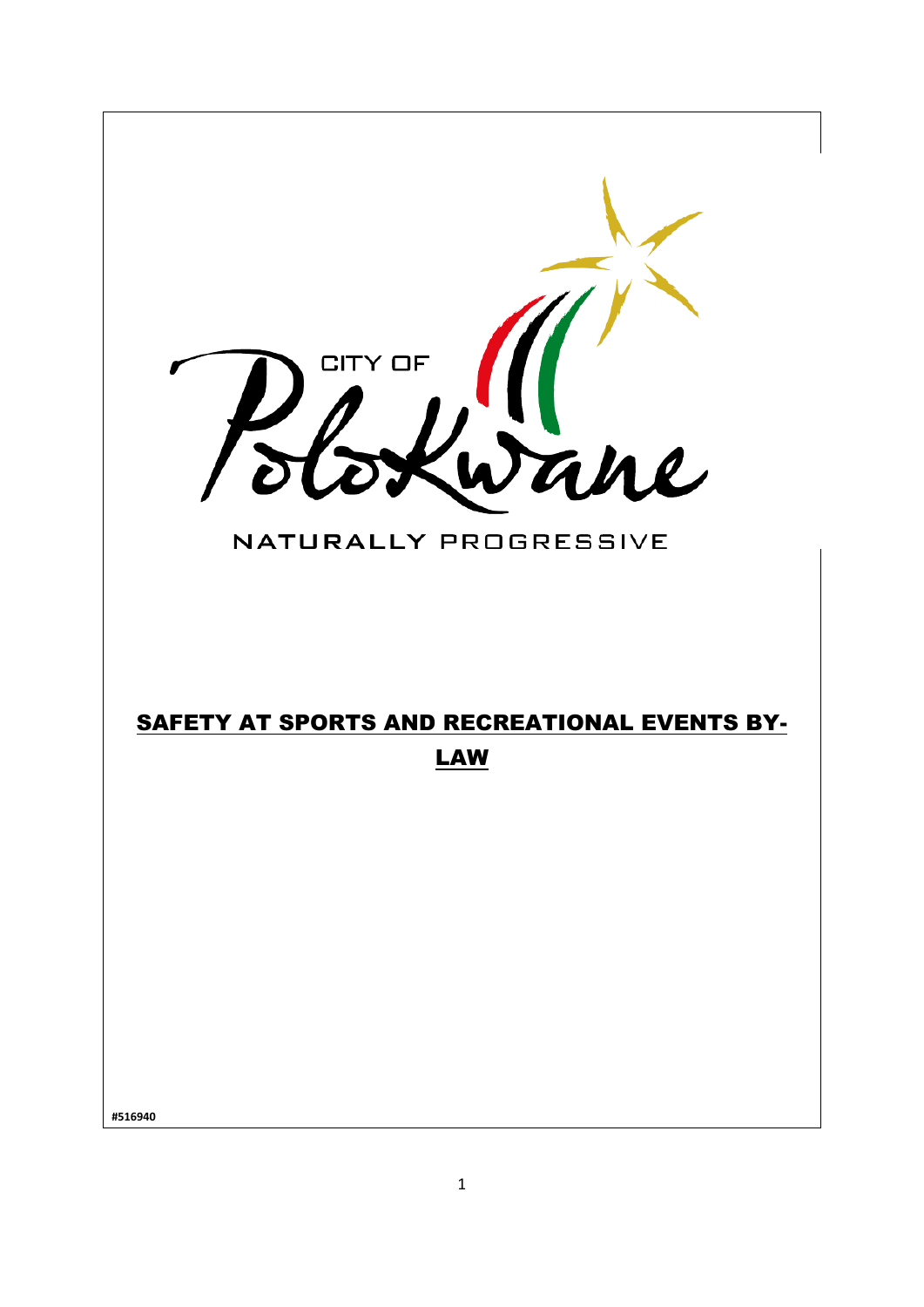CITY OF

Polokwane

NATURALLY PROGRESSIVE

# SAFETY AT SPORTS AND RECREATIONAL EVENTS BY-LAW

#516940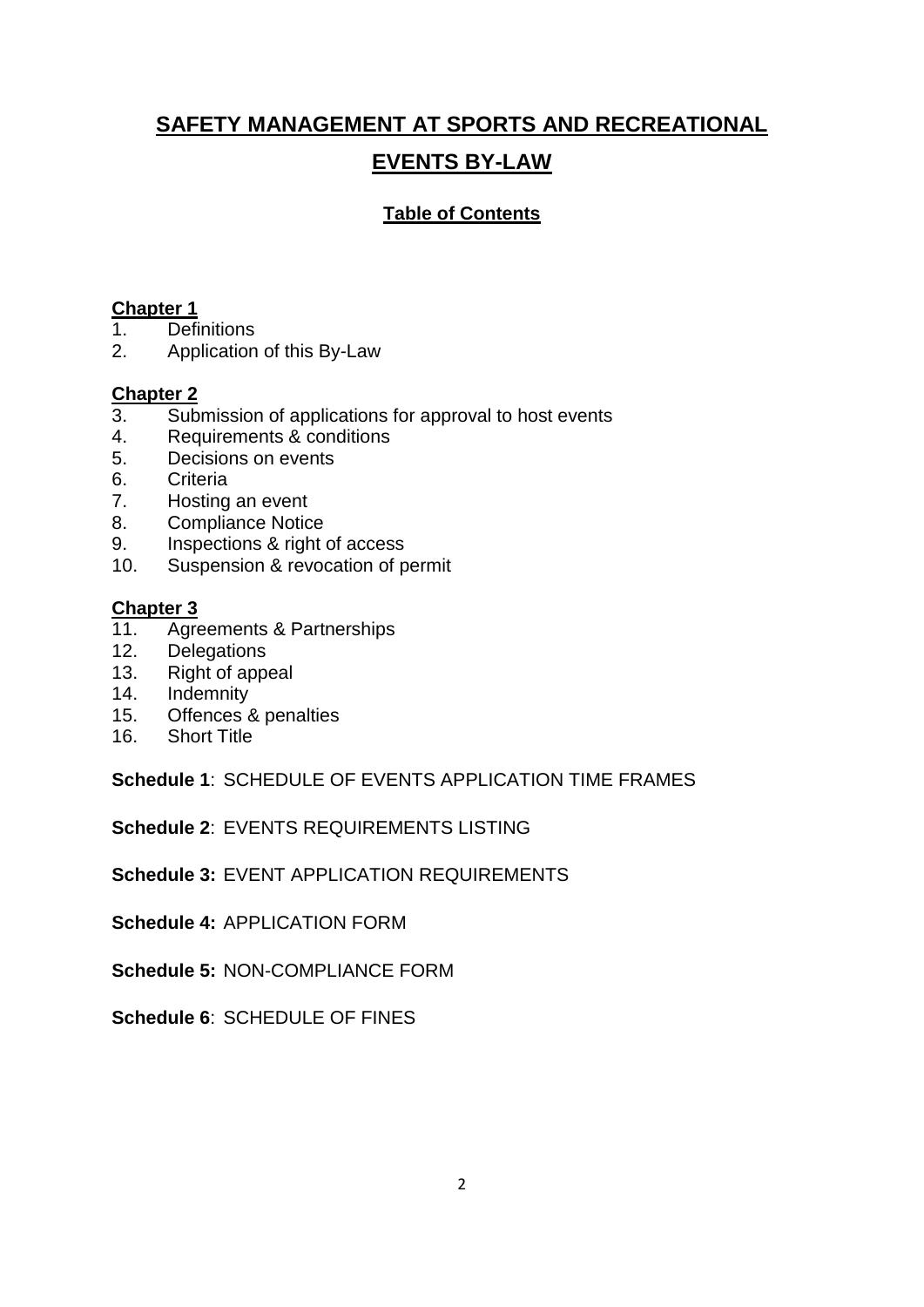# SAFETY MANAGEMENT AT SPORTS AND RECREATIONAL EVENTS BY-LAW

## Table of Contents

**Chapter 1**

1. Definitions
2. Application of this By-Law

**Chapter 2**

3. Submission of applications for approval to host events
4. Requirements & conditions
5. Decisions on events
6. Criteria
7. Hosting an event
8. Compliance Notice
9. Inspections & right of access
10. Suspension & revocation of permit

**Chapter 3**

11. Agreements & Partnerships
12. Delegations
13. Right of appeal
14. Indemnity
15. Offences & penalties
16. Short Title

**Schedule 1**: SCHEDULE OF EVENTS APPLICATION TIME FRAMES

**Schedule 2**: EVENTS REQUIREMENTS LISTING

**Schedule 3:** EVENT APPLICATION REQUIREMENTS

**Schedule 4:** APPLICATION FORM

**Schedule 5:** NON-COMPLIANCE FORM

**Schedule 6**: SCHEDULE OF FINES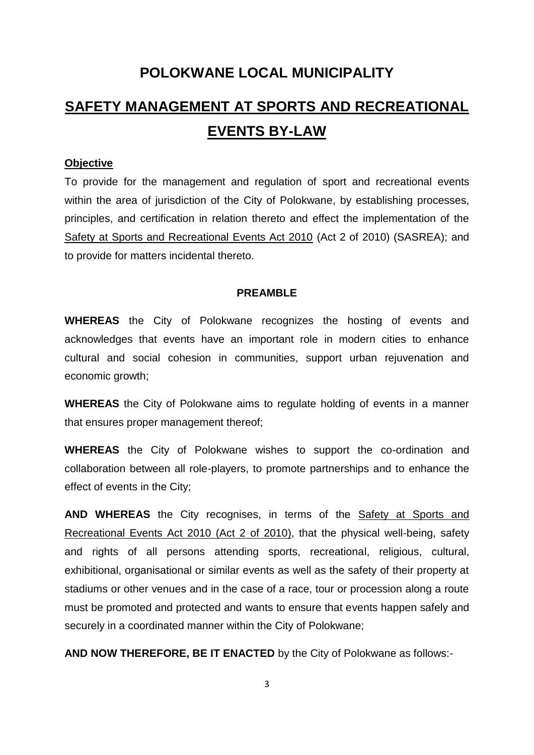# POLOKWANE LOCAL MUNICIPALITY

# SAFETY MANAGEMENT AT SPORTS AND RECREATIONAL EVENTS BY-LAW

**Objective**

To provide for the management and regulation of sport and recreational events within the area of jurisdiction of the City of Polokwane, by establishing processes, principles, and certification in relation thereto and effect the implementation of the Safety at Sports and Recreational Events Act 2010 (Act 2 of 2010) (SASREA); and to provide for matters incidental thereto.

**PREAMBLE**

**WHEREAS** the City of Polokwane recognizes the hosting of events and acknowledges that events have an important role in modern cities to enhance cultural and social cohesion in communities, support urban rejuvenation and economic growth;

**WHEREAS** the City of Polokwane aims to regulate holding of events in a manner that ensures proper management thereof;

**WHEREAS** the City of Polokwane wishes to support the co-ordination and collaboration between all role-players, to promote partnerships and to enhance the effect of events in the City;

**AND WHEREAS** the City recognises, in terms of the Safety at Sports and Recreational Events Act 2010 (Act 2 of 2010), that the physical well-being, safety and rights of all persons attending sports, recreational, religious, cultural, exhibitional, organisational or similar events as well as the safety of their property at stadiums or other venues and in the case of a race, tour or procession along a route must be promoted and protected and wants to ensure that events happen safely and securely in a coordinated manner within the City of Polokwane;

**AND NOW THEREFORE, BE IT ENACTED** by the City of Polokwane as follows:-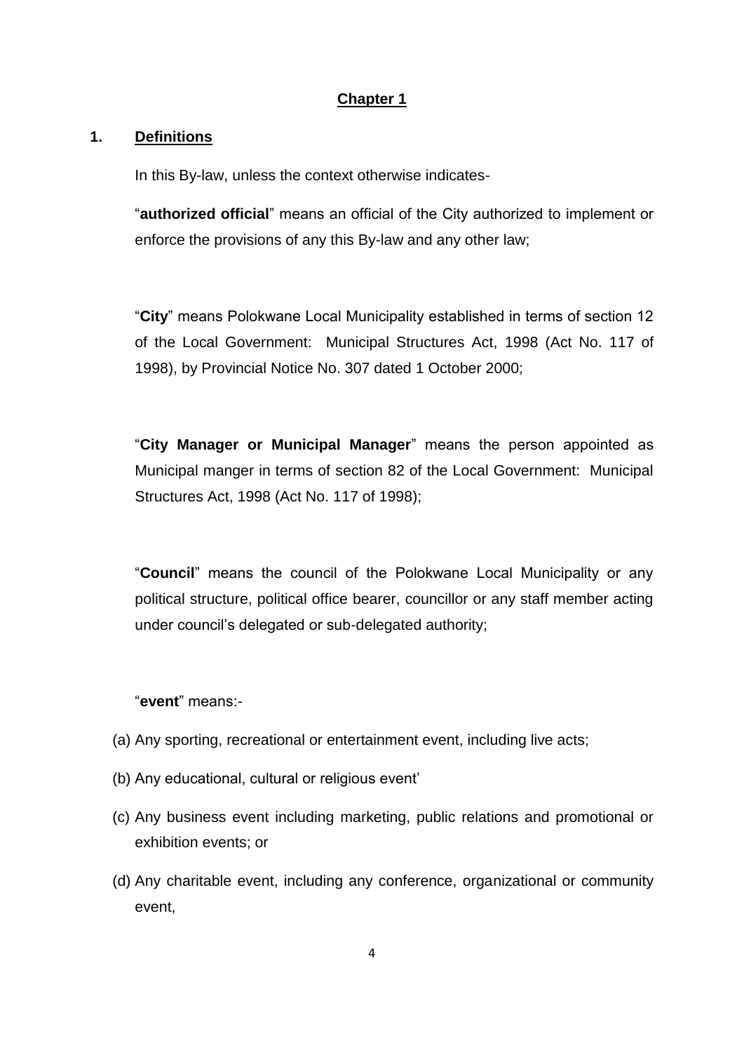## Chapter 1

### 1. Definitions

In this By-law, unless the context otherwise indicates-

"**authorized official**" means an official of the City authorized to implement or enforce the provisions of any this By-law and any other law;

"**City**" means Polokwane Local Municipality established in terms of section 12 of the Local Government: Municipal Structures Act, 1998 (Act No. 117 of 1998), by Provincial Notice No. 307 dated 1 October 2000;

"**City Manager or Municipal Manager**" means the person appointed as Municipal manger in terms of section 82 of the Local Government: Municipal Structures Act, 1998 (Act No. 117 of 1998);

"**Council**" means the council of the Polokwane Local Municipality or any political structure, political office bearer, councillor or any staff member acting under council's delegated or sub-delegated authority;

"**event**" means:-

(a) Any sporting, recreational or entertainment event, including live acts;

(b) Any educational, cultural or religious event'

(c) Any business event including marketing, public relations and promotional or exhibition events; or

(d) Any charitable event, including any conference, organizational or community event,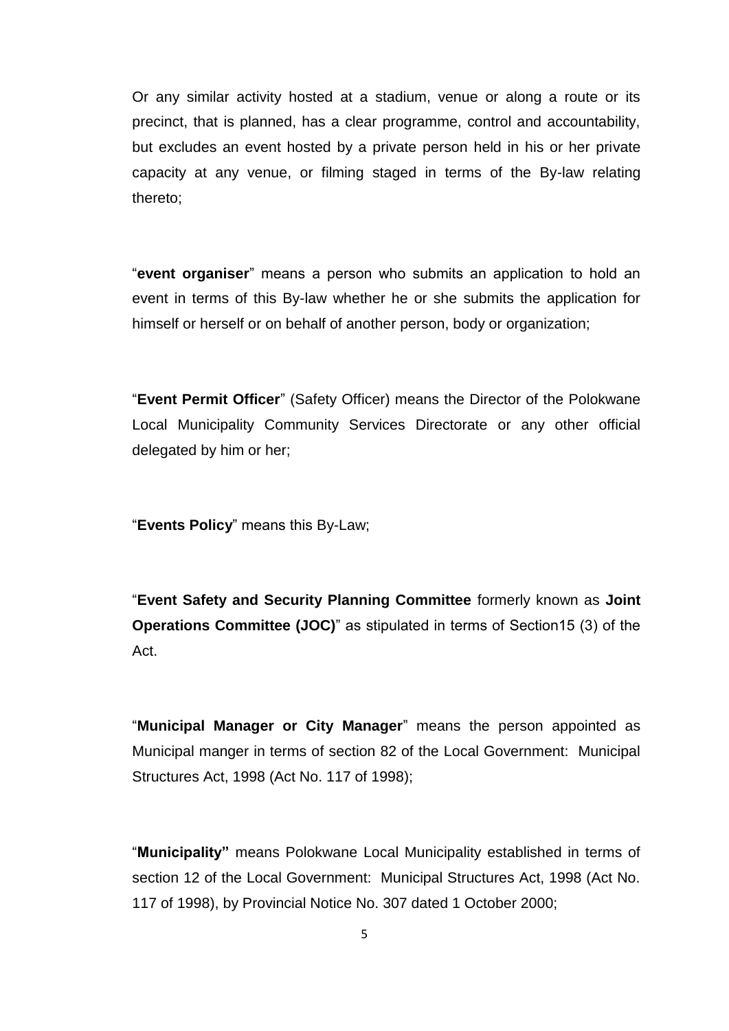Or any similar activity hosted at a stadium, venue or along a route or its precinct, that is planned, has a clear programme, control and accountability, but excludes an event hosted by a private person held in his or her private capacity at any venue, or filming staged in terms of the By-law relating thereto;

"**event organiser**" means a person who submits an application to hold an event in terms of this By-law whether he or she submits the application for himself or herself or on behalf of another person, body or organization;

"**Event Permit Officer**" (Safety Officer) means the Director of the Polokwane Local Municipality Community Services Directorate or any other official delegated by him or her;

"**Events Policy**" means this By-Law;

"**Event Safety and Security Planning Committee** formerly known as **Joint Operations Committee (JOC)**" as stipulated in terms of Section15 (3) of the Act.

"**Municipal Manager or City Manager**" means the person appointed as Municipal manger in terms of section 82 of the Local Government: Municipal Structures Act, 1998 (Act No. 117 of 1998);

"**Municipality"** means Polokwane Local Municipality established in terms of section 12 of the Local Government: Municipal Structures Act, 1998 (Act No. 117 of 1998), by Provincial Notice No. 307 dated 1 October 2000;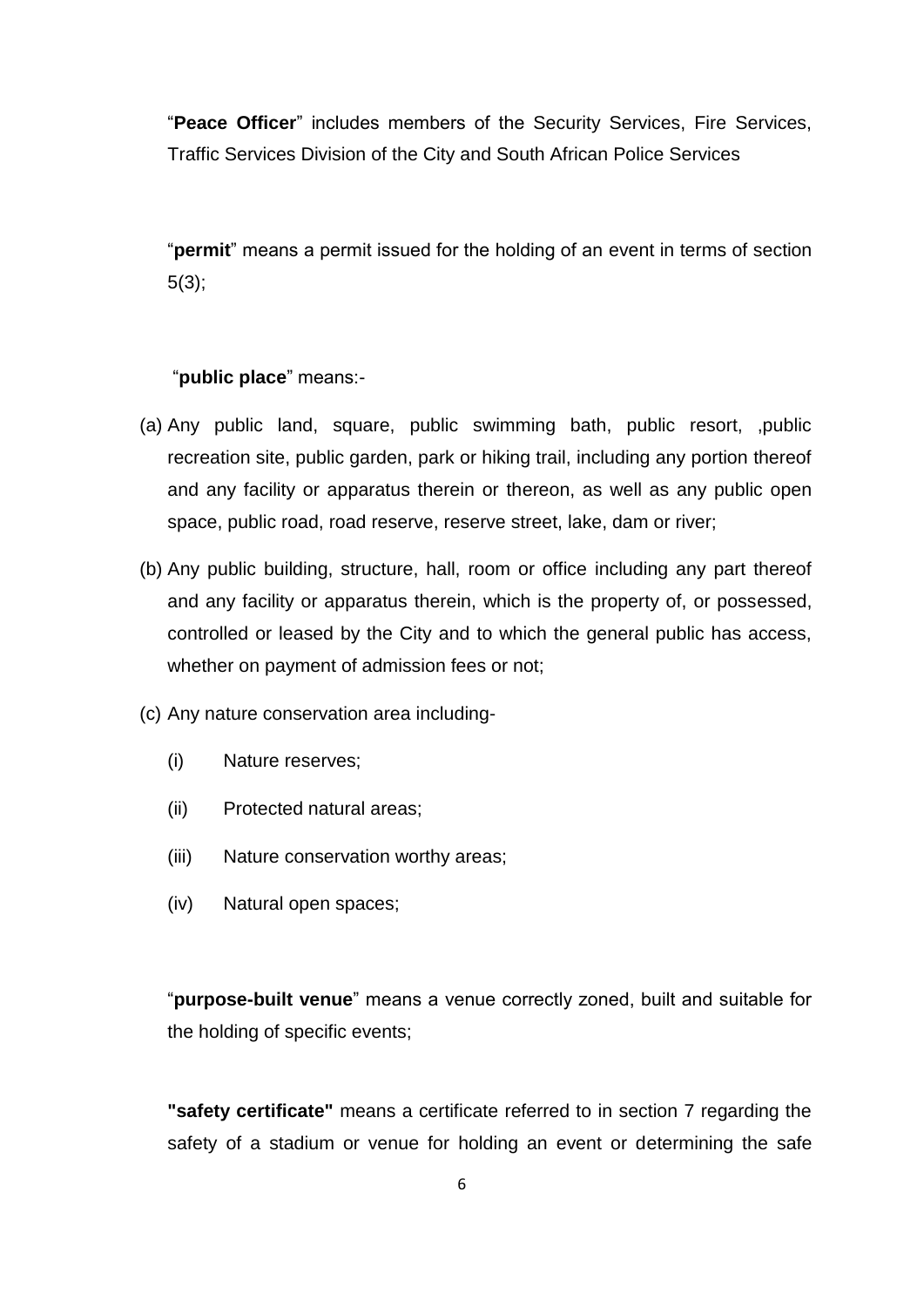"**Peace Officer**" includes members of the Security Services, Fire Services, Traffic Services Division of the City and South African Police Services

"**permit**" means a permit issued for the holding of an event in terms of section 5(3);

"**public place**" means:-

(a) Any public land, square, public swimming bath, public resort, ,public recreation site, public garden, park or hiking trail, including any portion thereof and any facility or apparatus therein or thereon, as well as any public open space, public road, road reserve, reserve street, lake, dam or river;

(b) Any public building, structure, hall, room or office including any part thereof and any facility or apparatus therein, which is the property of, or possessed, controlled or leased by the City and to which the general public has access, whether on payment of admission fees or not;

(c) Any nature conservation area including-

   (i) Nature reserves;

   (ii) Protected natural areas;

   (iii) Nature conservation worthy areas;

   (iv) Natural open spaces;

"**purpose-built venue**" means a venue correctly zoned, built and suitable for the holding of specific events;

**"safety certificate"** means a certificate referred to in section 7 regarding the safety of a stadium or venue for holding an event or determining the safe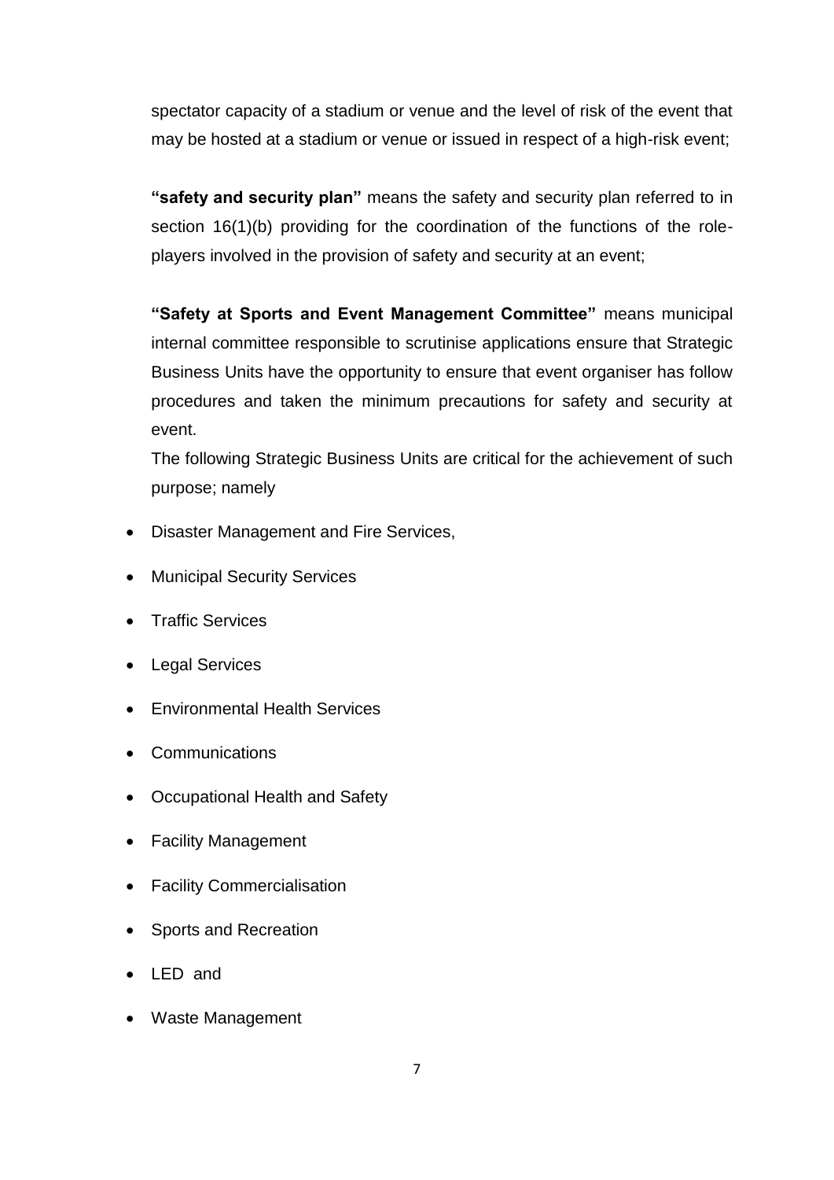spectator capacity of a stadium or venue and the level of risk of the event that may be hosted at a stadium or venue or issued in respect of a high-risk event;

**"safety and security plan"** means the safety and security plan referred to in section 16(1)(b) providing for the coordination of the functions of the role-players involved in the provision of safety and security at an event;

**"Safety at Sports and Event Management Committee"** means municipal internal committee responsible to scrutinise applications ensure that Strategic Business Units have the opportunity to ensure that event organiser has follow procedures and taken the minimum precautions for safety and security at event.

The following Strategic Business Units are critical for the achievement of such purpose; namely

- Disaster Management and Fire Services,
- Municipal Security Services
- Traffic Services
- Legal Services
- Environmental Health Services
- Communications
- Occupational Health and Safety
- Facility Management
- Facility Commercialisation
- Sports and Recreation
- LED and
- Waste Management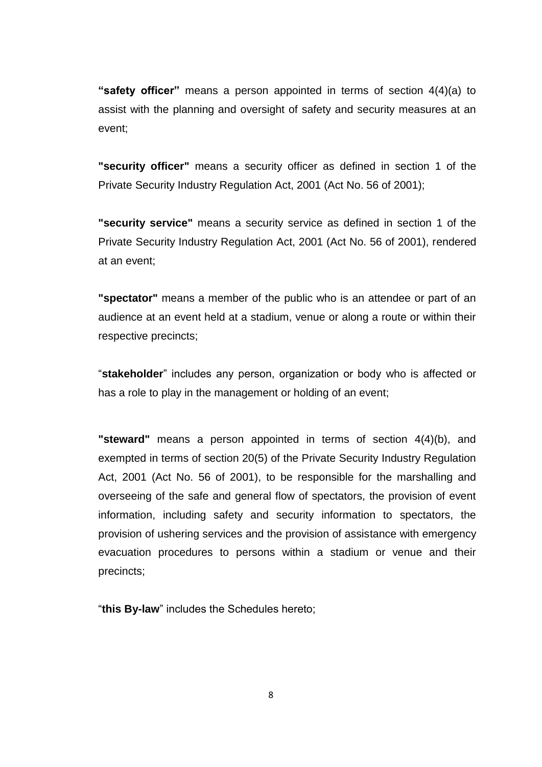**"safety officer"** means a person appointed in terms of section 4(4)(a) to assist with the planning and oversight of safety and security measures at an event;

**"security officer"** means a security officer as defined in section 1 of the Private Security Industry Regulation Act, 2001 (Act No. 56 of 2001);

**"security service"** means a security service as defined in section 1 of the Private Security Industry Regulation Act, 2001 (Act No. 56 of 2001), rendered at an event;

**"spectator"** means a member of the public who is an attendee or part of an audience at an event held at a stadium, venue or along a route or within their respective precincts;

"**stakeholder**" includes any person, organization or body who is affected or has a role to play in the management or holding of an event;

**"steward"** means a person appointed in terms of section 4(4)(b), and exempted in terms of section 20(5) of the Private Security Industry Regulation Act, 2001 (Act No. 56 of 2001), to be responsible for the marshalling and overseeing of the safe and general flow of spectators, the provision of event information, including safety and security information to spectators, the provision of ushering services and the provision of assistance with emergency evacuation procedures to persons within a stadium or venue and their precincts;

"**this By-law**" includes the Schedules hereto;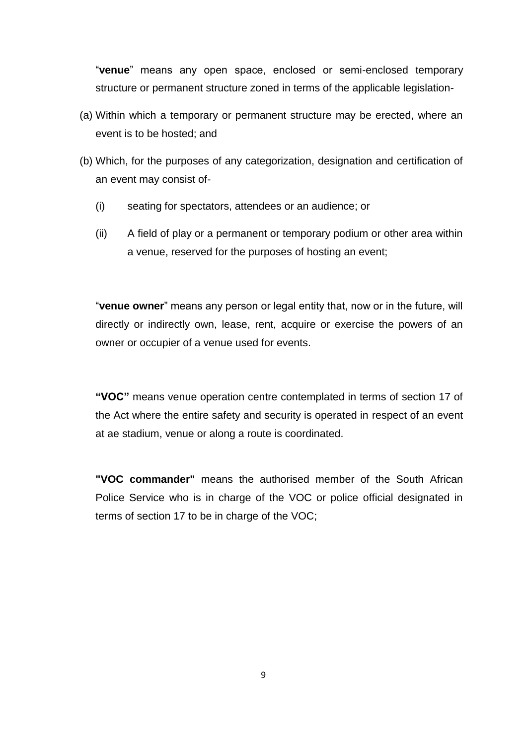"**venue**" means any open space, enclosed or semi-enclosed temporary structure or permanent structure zoned in terms of the applicable legislation-

(a) Within which a temporary or permanent structure may be erected, where an event is to be hosted; and

(b) Which, for the purposes of any categorization, designation and certification of an event may consist of-

   (i) seating for spectators, attendees or an audience; or

   (ii) A field of play or a permanent or temporary podium or other area within a venue, reserved for the purposes of hosting an event;

"**venue owner**" means any person or legal entity that, now or in the future, will directly or indirectly own, lease, rent, acquire or exercise the powers of an owner or occupier of a venue used for events.

**"VOC"** means venue operation centre contemplated in terms of section 17 of the Act where the entire safety and security is operated in respect of an event at ae stadium, venue or along a route is coordinated.

**"VOC commander"** means the authorised member of the South African Police Service who is in charge of the VOC or police official designated in terms of section 17 to be in charge of the VOC;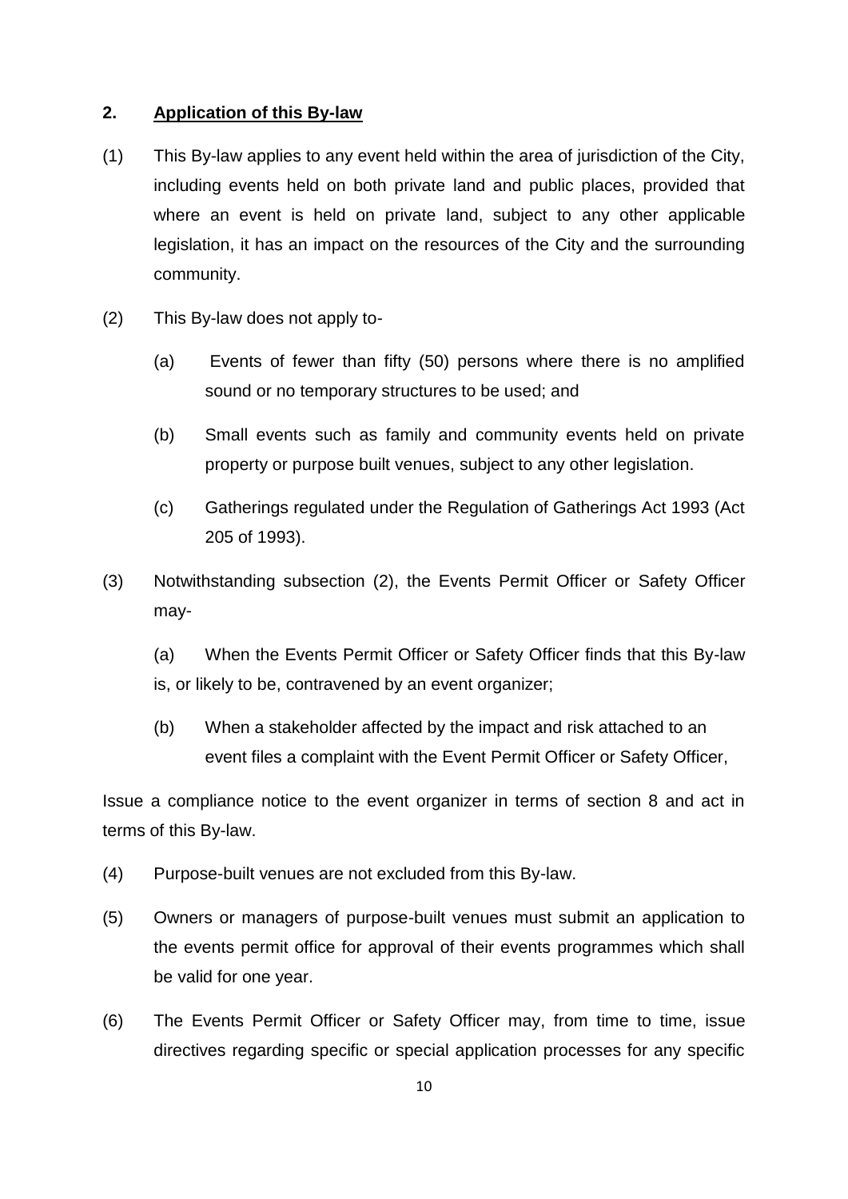## 2. Application of this By-law

(1) This By-law applies to any event held within the area of jurisdiction of the City, including events held on both private land and public places, provided that where an event is held on private land, subject to any other applicable legislation, it has an impact on the resources of the City and the surrounding community.

(2) This By-law does not apply to-

(a) Events of fewer than fifty (50) persons where there is no amplified sound or no temporary structures to be used; and

(b) Small events such as family and community events held on private property or purpose built venues, subject to any other legislation.

(c) Gatherings regulated under the Regulation of Gatherings Act 1993 (Act 205 of 1993).

(3) Notwithstanding subsection (2), the Events Permit Officer or Safety Officer may-

(a) When the Events Permit Officer or Safety Officer finds that this By-law is, or likely to be, contravened by an event organizer;

(b) When a stakeholder affected by the impact and risk attached to an event files a complaint with the Event Permit Officer or Safety Officer,

Issue a compliance notice to the event organizer in terms of section 8 and act in terms of this By-law.

(4) Purpose-built venues are not excluded from this By-law.

(5) Owners or managers of purpose-built venues must submit an application to the events permit office for approval of their events programmes which shall be valid for one year.

(6) The Events Permit Officer or Safety Officer may, from time to time, issue directives regarding specific or special application processes for any specific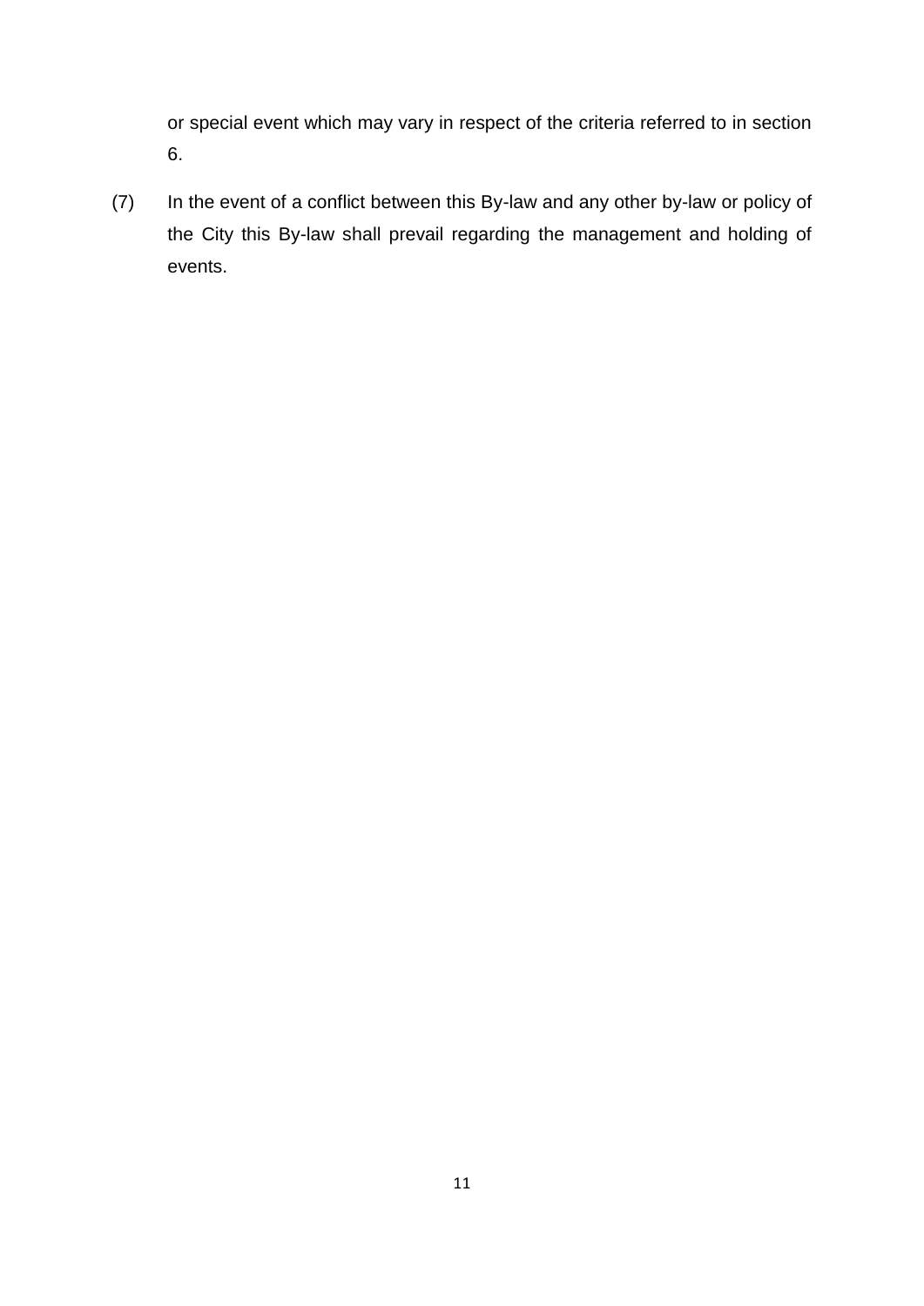or special event which may vary in respect of the criteria referred to in section 6.

(7) In the event of a conflict between this By-law and any other by-law or policy of the City this By-law shall prevail regarding the management and holding of events.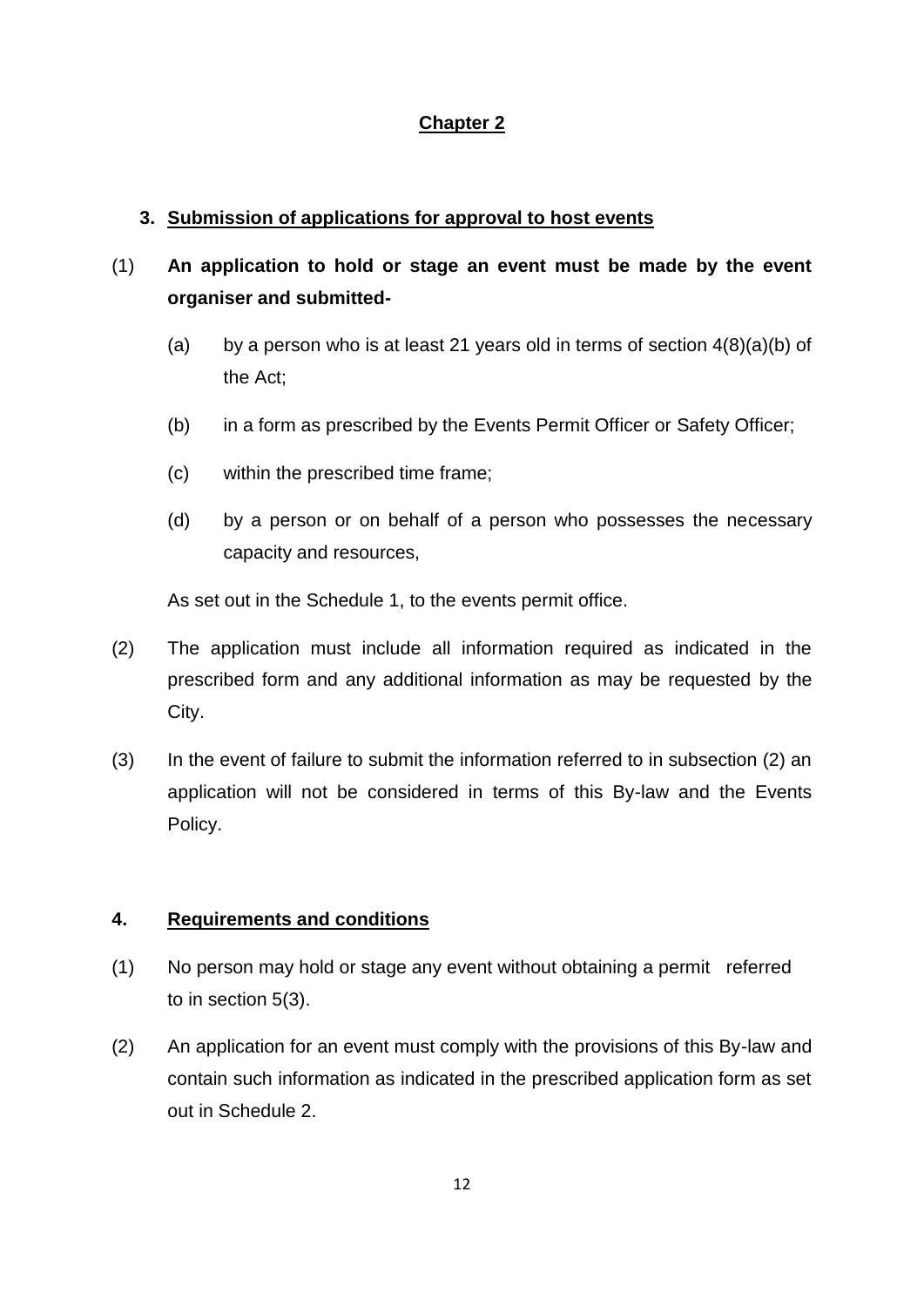## Chapter 2

### 3. Submission of applications for approval to host events

(1) **An application to hold or stage an event must be made by the event organiser and submitted-**

(a) by a person who is at least 21 years old in terms of section 4(8)(a)(b) of the Act;

(b) in a form as prescribed by the Events Permit Officer or Safety Officer;

(c) within the prescribed time frame;

(d) by a person or on behalf of a person who possesses the necessary capacity and resources,

As set out in the Schedule 1, to the events permit office.

(2) The application must include all information required as indicated in the prescribed form and any additional information as may be requested by the City.

(3) In the event of failure to submit the information referred to in subsection (2) an application will not be considered in terms of this By-law and the Events Policy.

### 4. Requirements and conditions

(1) No person may hold or stage any event without obtaining a permit referred to in section 5(3).

(2) An application for an event must comply with the provisions of this By-law and contain such information as indicated in the prescribed application form as set out in Schedule 2.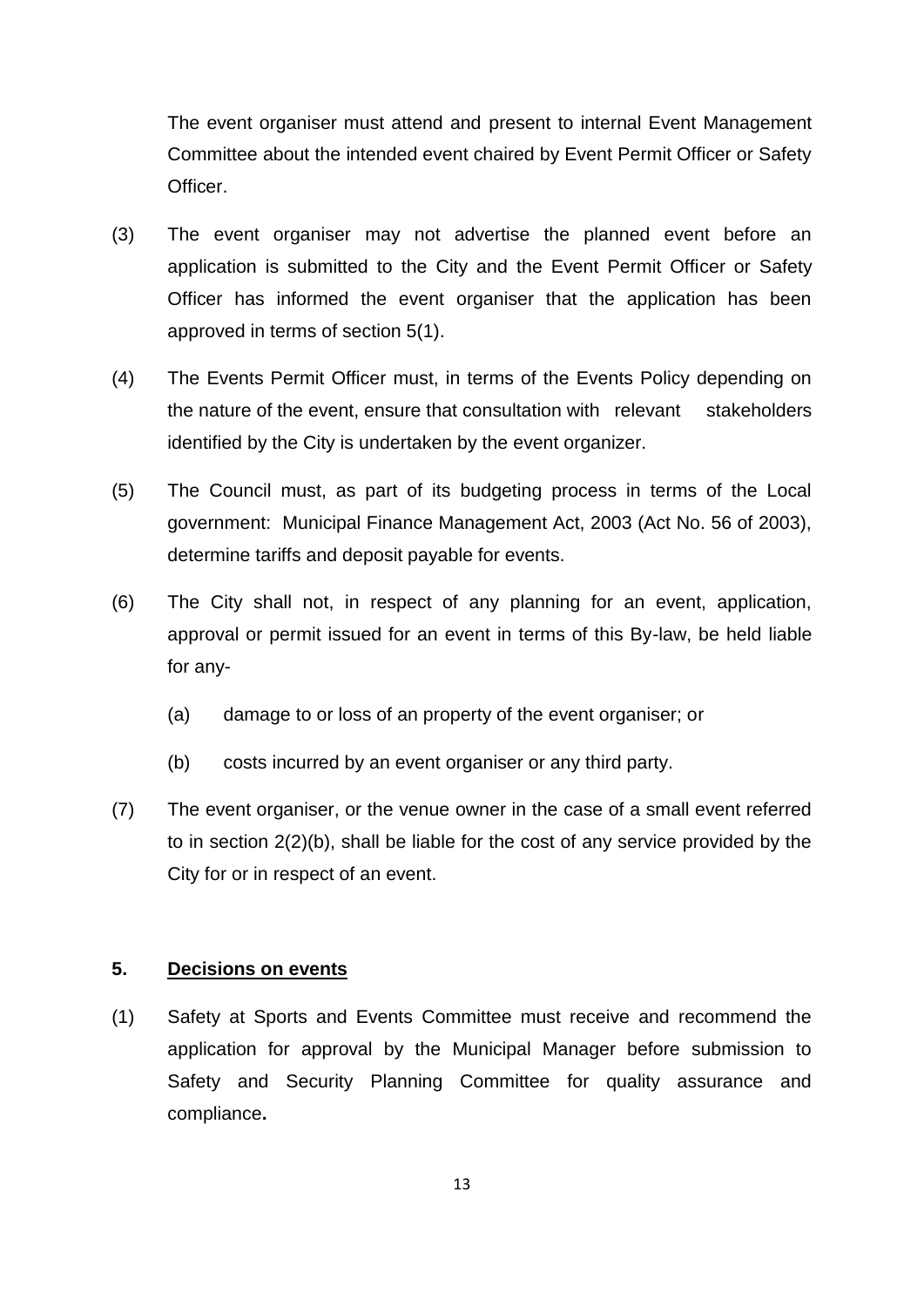The event organiser must attend and present to internal Event Management Committee about the intended event chaired by Event Permit Officer or Safety Officer.

(3) The event organiser may not advertise the planned event before an application is submitted to the City and the Event Permit Officer or Safety Officer has informed the event organiser that the application has been approved in terms of section 5(1).

(4) The Events Permit Officer must, in terms of the Events Policy depending on the nature of the event, ensure that consultation with relevant stakeholders identified by the City is undertaken by the event organizer.

(5) The Council must, as part of its budgeting process in terms of the Local government: Municipal Finance Management Act, 2003 (Act No. 56 of 2003), determine tariffs and deposit payable for events.

(6) The City shall not, in respect of any planning for an event, application, approval or permit issued for an event in terms of this By-law, be held liable for any-

(a) damage to or loss of an property of the event organiser; or

(b) costs incurred by an event organiser or any third party.

(7) The event organiser, or the venue owner in the case of a small event referred to in section 2(2)(b), shall be liable for the cost of any service provided by the City for or in respect of an event.

## 5. Decisions on events

(1) Safety at Sports and Events Committee must receive and recommend the application for approval by the Municipal Manager before submission to Safety and Security Planning Committee for quality assurance and compliance**.**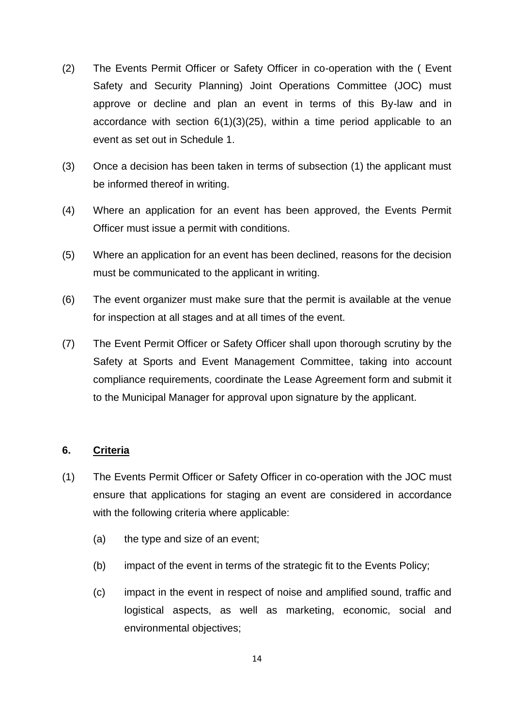(2) The Events Permit Officer or Safety Officer in co-operation with the ( Event Safety and Security Planning) Joint Operations Committee (JOC) must approve or decline and plan an event in terms of this By-law and in accordance with section 6(1)(3)(25), within a time period applicable to an event as set out in Schedule 1.

(3) Once a decision has been taken in terms of subsection (1) the applicant must be informed thereof in writing.

(4) Where an application for an event has been approved, the Events Permit Officer must issue a permit with conditions.

(5) Where an application for an event has been declined, reasons for the decision must be communicated to the applicant in writing.

(6) The event organizer must make sure that the permit is available at the venue for inspection at all stages and at all times of the event.

(7) The Event Permit Officer or Safety Officer shall upon thorough scrutiny by the Safety at Sports and Event Management Committee, taking into account compliance requirements, coordinate the Lease Agreement form and submit it to the Municipal Manager for approval upon signature by the applicant.

## 6. Criteria

(1) The Events Permit Officer or Safety Officer in co-operation with the JOC must ensure that applications for staging an event are considered in accordance with the following criteria where applicable:

(a) the type and size of an event;

(b) impact of the event in terms of the strategic fit to the Events Policy;

(c) impact in the event in respect of noise and amplified sound, traffic and logistical aspects, as well as marketing, economic, social and environmental objectives;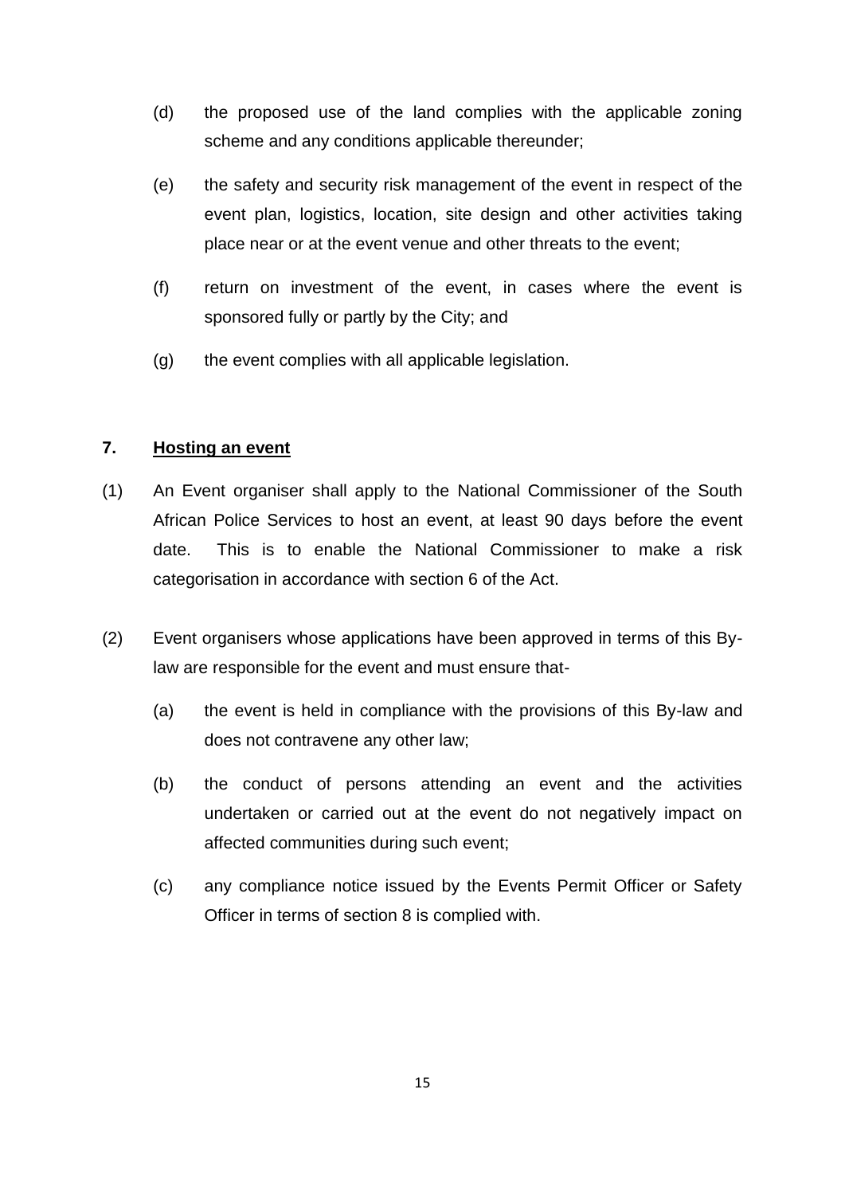(d) the proposed use of the land complies with the applicable zoning scheme and any conditions applicable thereunder;

(e) the safety and security risk management of the event in respect of the event plan, logistics, location, site design and other activities taking place near or at the event venue and other threats to the event;

(f) return on investment of the event, in cases where the event is sponsored fully or partly by the City; and

(g) the event complies with all applicable legislation.

## 7. <u>Hosting an event</u>

(1) An Event organiser shall apply to the National Commissioner of the South African Police Services to host an event, at least 90 days before the event date. This is to enable the National Commissioner to make a risk categorisation in accordance with section 6 of the Act.

(2) Event organisers whose applications have been approved in terms of this By-law are responsible for the event and must ensure that-

(a) the event is held in compliance with the provisions of this By-law and does not contravene any other law;

(b) the conduct of persons attending an event and the activities undertaken or carried out at the event do not negatively impact on affected communities during such event;

(c) any compliance notice issued by the Events Permit Officer or Safety Officer in terms of section 8 is complied with.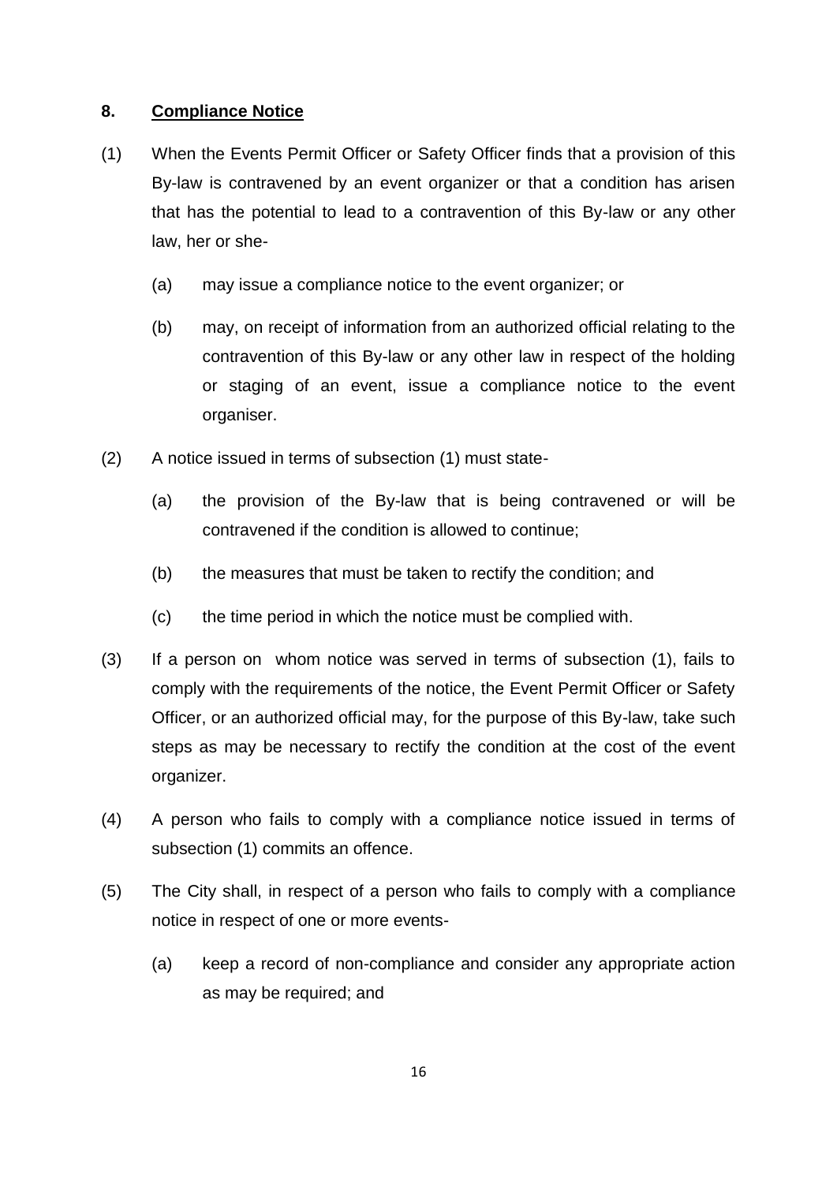## 8. Compliance Notice

(1) When the Events Permit Officer or Safety Officer finds that a provision of this By-law is contravened by an event organizer or that a condition has arisen that has the potential to lead to a contravention of this By-law or any other law, her or she-

(a) may issue a compliance notice to the event organizer; or

(b) may, on receipt of information from an authorized official relating to the contravention of this By-law or any other law in respect of the holding or staging of an event, issue a compliance notice to the event organiser.

(2) A notice issued in terms of subsection (1) must state-

(a) the provision of the By-law that is being contravened or will be contravened if the condition is allowed to continue;

(b) the measures that must be taken to rectify the condition; and

(c) the time period in which the notice must be complied with.

(3) If a person on whom notice was served in terms of subsection (1), fails to comply with the requirements of the notice, the Event Permit Officer or Safety Officer, or an authorized official may, for the purpose of this By-law, take such steps as may be necessary to rectify the condition at the cost of the event organizer.

(4) A person who fails to comply with a compliance notice issued in terms of subsection (1) commits an offence.

(5) The City shall, in respect of a person who fails to comply with a compliance notice in respect of one or more events-

(a) keep a record of non-compliance and consider any appropriate action as may be required; and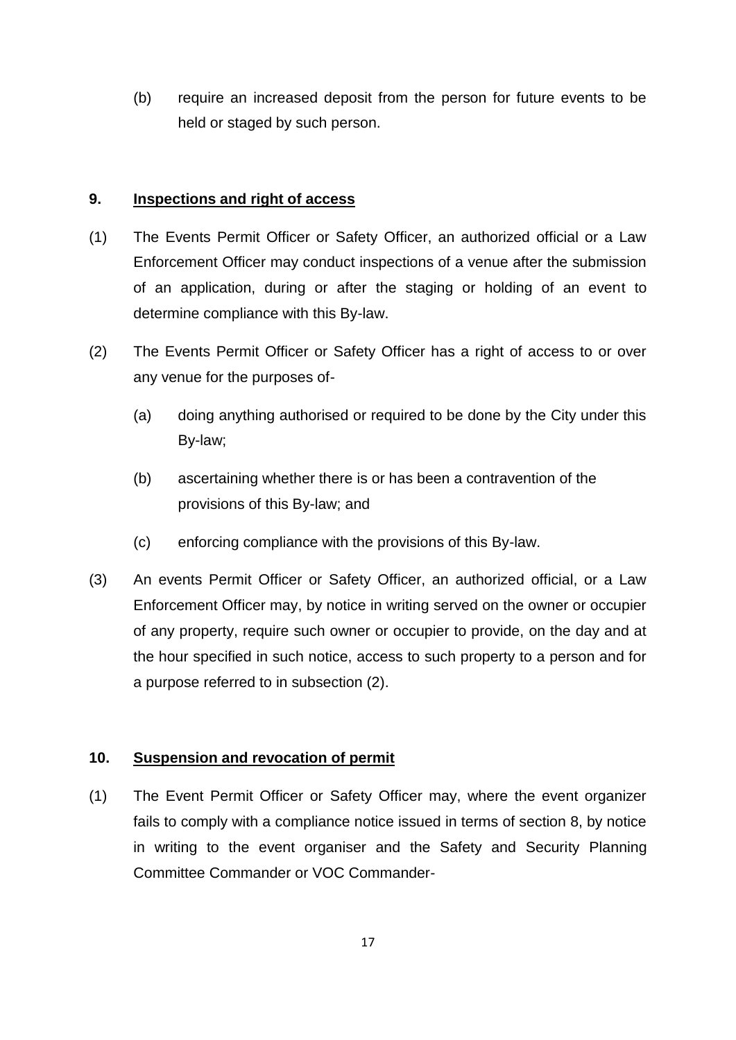(b) require an increased deposit from the person for future events to be held or staged by such person.

## 9. Inspections and right of access

(1) The Events Permit Officer or Safety Officer, an authorized official or a Law Enforcement Officer may conduct inspections of a venue after the submission of an application, during or after the staging or holding of an event to determine compliance with this By-law.

(2) The Events Permit Officer or Safety Officer has a right of access to or over any venue for the purposes of-

(a) doing anything authorised or required to be done by the City under this By-law;

(b) ascertaining whether there is or has been a contravention of the provisions of this By-law; and

(c) enforcing compliance with the provisions of this By-law.

(3) An events Permit Officer or Safety Officer, an authorized official, or a Law Enforcement Officer may, by notice in writing served on the owner or occupier of any property, require such owner or occupier to provide, on the day and at the hour specified in such notice, access to such property to a person and for a purpose referred to in subsection (2).

## 10. Suspension and revocation of permit

(1) The Event Permit Officer or Safety Officer may, where the event organizer fails to comply with a compliance notice issued in terms of section 8, by notice in writing to the event organiser and the Safety and Security Planning Committee Commander or VOC Commander-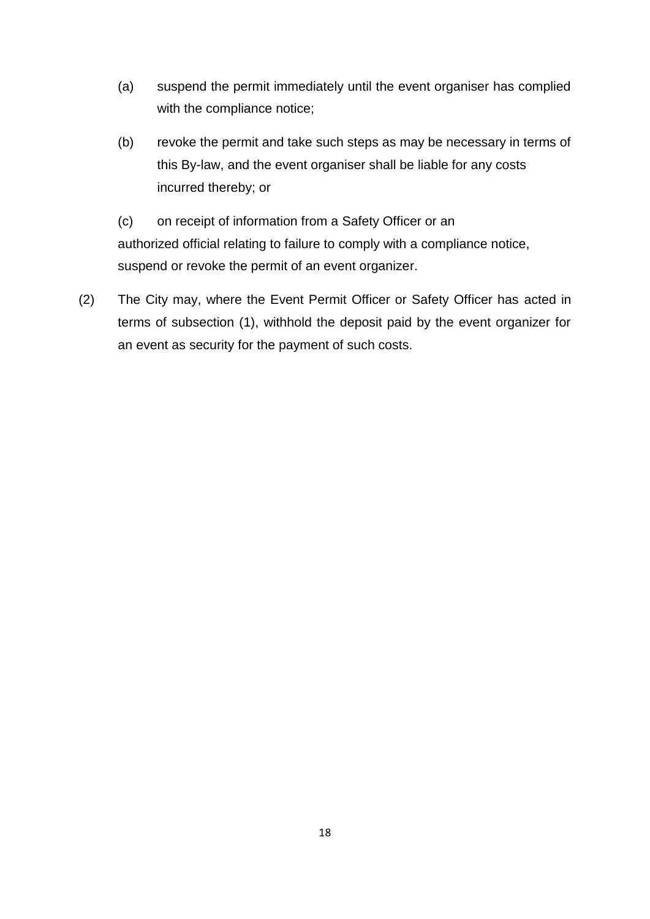(a) suspend the permit immediately until the event organiser has complied with the compliance notice;

(b) revoke the permit and take such steps as may be necessary in terms of this By-law, and the event organiser shall be liable for any costs incurred thereby; or

(c) on receipt of information from a Safety Officer or an authorized official relating to failure to comply with a compliance notice, suspend or revoke the permit of an event organizer.

(2) The City may, where the Event Permit Officer or Safety Officer has acted in terms of subsection (1), withhold the deposit paid by the event organizer for an event as security for the payment of such costs.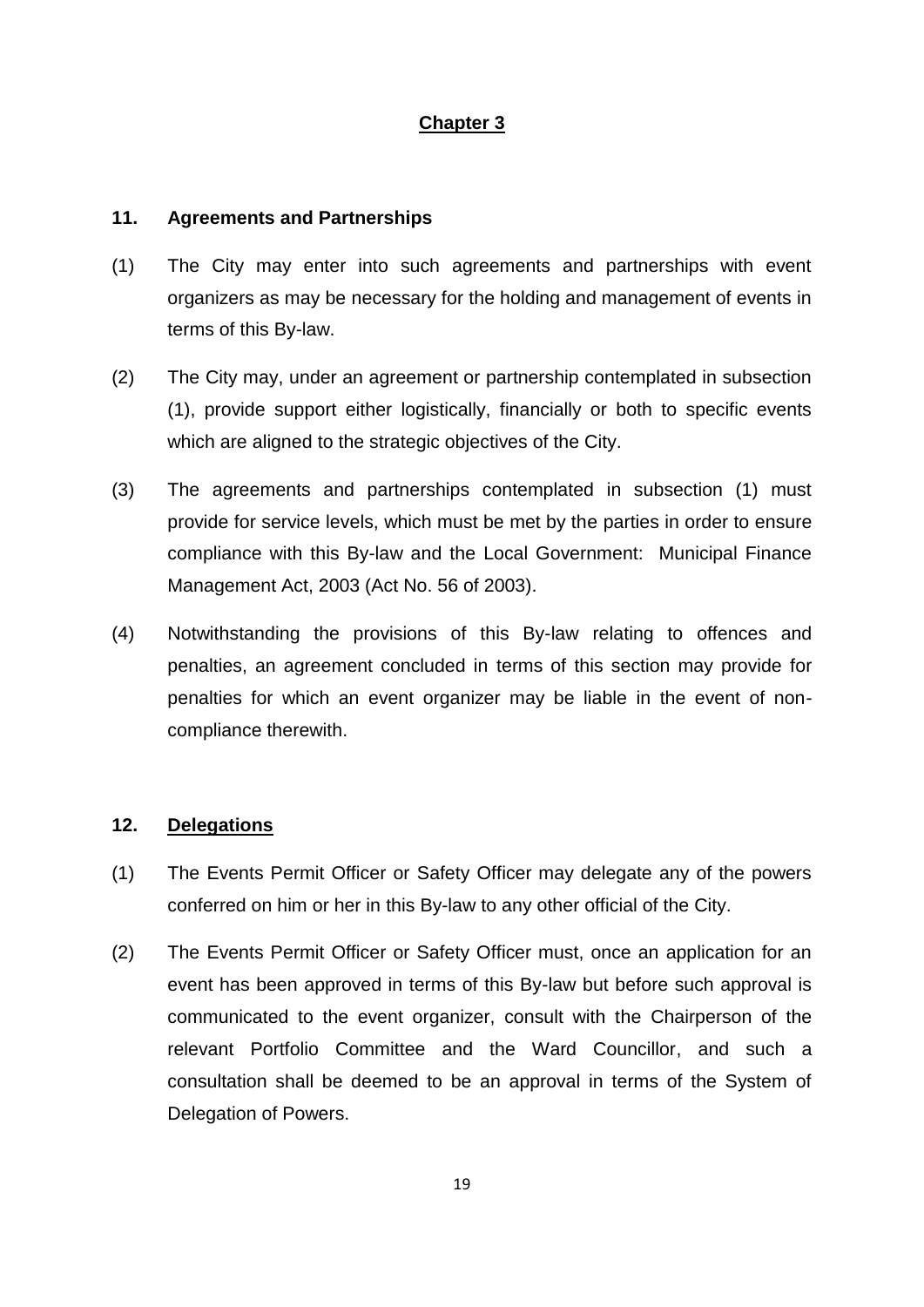## Chapter 3

### 11. Agreements and Partnerships

(1) The City may enter into such agreements and partnerships with event organizers as may be necessary for the holding and management of events in terms of this By-law.

(2) The City may, under an agreement or partnership contemplated in subsection (1), provide support either logistically, financially or both to specific events which are aligned to the strategic objectives of the City.

(3) The agreements and partnerships contemplated in subsection (1) must provide for service levels, which must be met by the parties in order to ensure compliance with this By-law and the Local Government: Municipal Finance Management Act, 2003 (Act No. 56 of 2003).

(4) Notwithstanding the provisions of this By-law relating to offences and penalties, an agreement concluded in terms of this section may provide for penalties for which an event organizer may be liable in the event of non-compliance therewith.

### 12. Delegations

(1) The Events Permit Officer or Safety Officer may delegate any of the powers conferred on him or her in this By-law to any other official of the City.

(2) The Events Permit Officer or Safety Officer must, once an application for an event has been approved in terms of this By-law but before such approval is communicated to the event organizer, consult with the Chairperson of the relevant Portfolio Committee and the Ward Councillor, and such a consultation shall be deemed to be an approval in terms of the System of Delegation of Powers.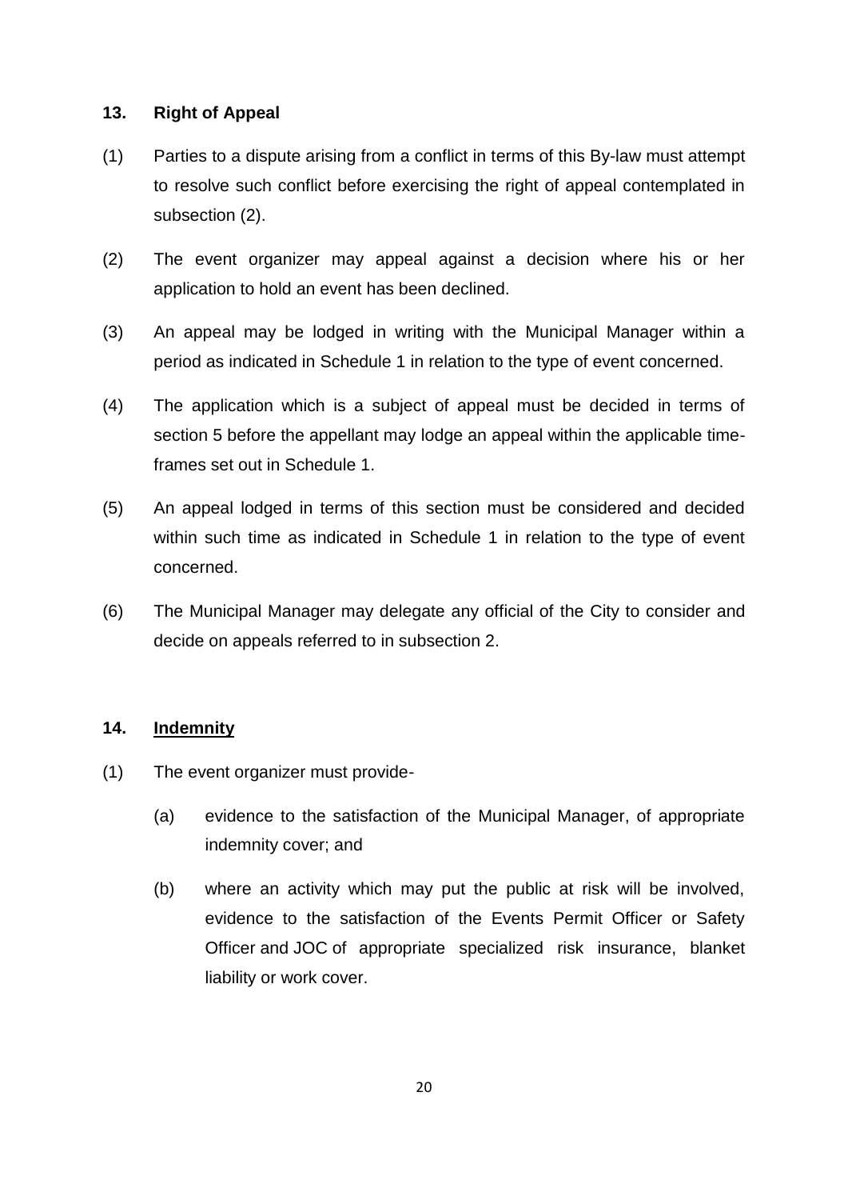## 13. Right of Appeal

(1) Parties to a dispute arising from a conflict in terms of this By-law must attempt to resolve such conflict before exercising the right of appeal contemplated in subsection (2).

(2) The event organizer may appeal against a decision where his or her application to hold an event has been declined.

(3) An appeal may be lodged in writing with the Municipal Manager within a period as indicated in Schedule 1 in relation to the type of event concerned.

(4) The application which is a subject of appeal must be decided in terms of section 5 before the appellant may lodge an appeal within the applicable time-frames set out in Schedule 1.

(5) An appeal lodged in terms of this section must be considered and decided within such time as indicated in Schedule 1 in relation to the type of event concerned.

(6) The Municipal Manager may delegate any official of the City to consider and decide on appeals referred to in subsection 2.

## 14. Indemnity

(1) The event organizer must provide-

(a) evidence to the satisfaction of the Municipal Manager, of appropriate indemnity cover; and

(b) where an activity which may put the public at risk will be involved, evidence to the satisfaction of the Events Permit Officer or Safety Officer and JOC of appropriate specialized risk insurance, blanket liability or work cover.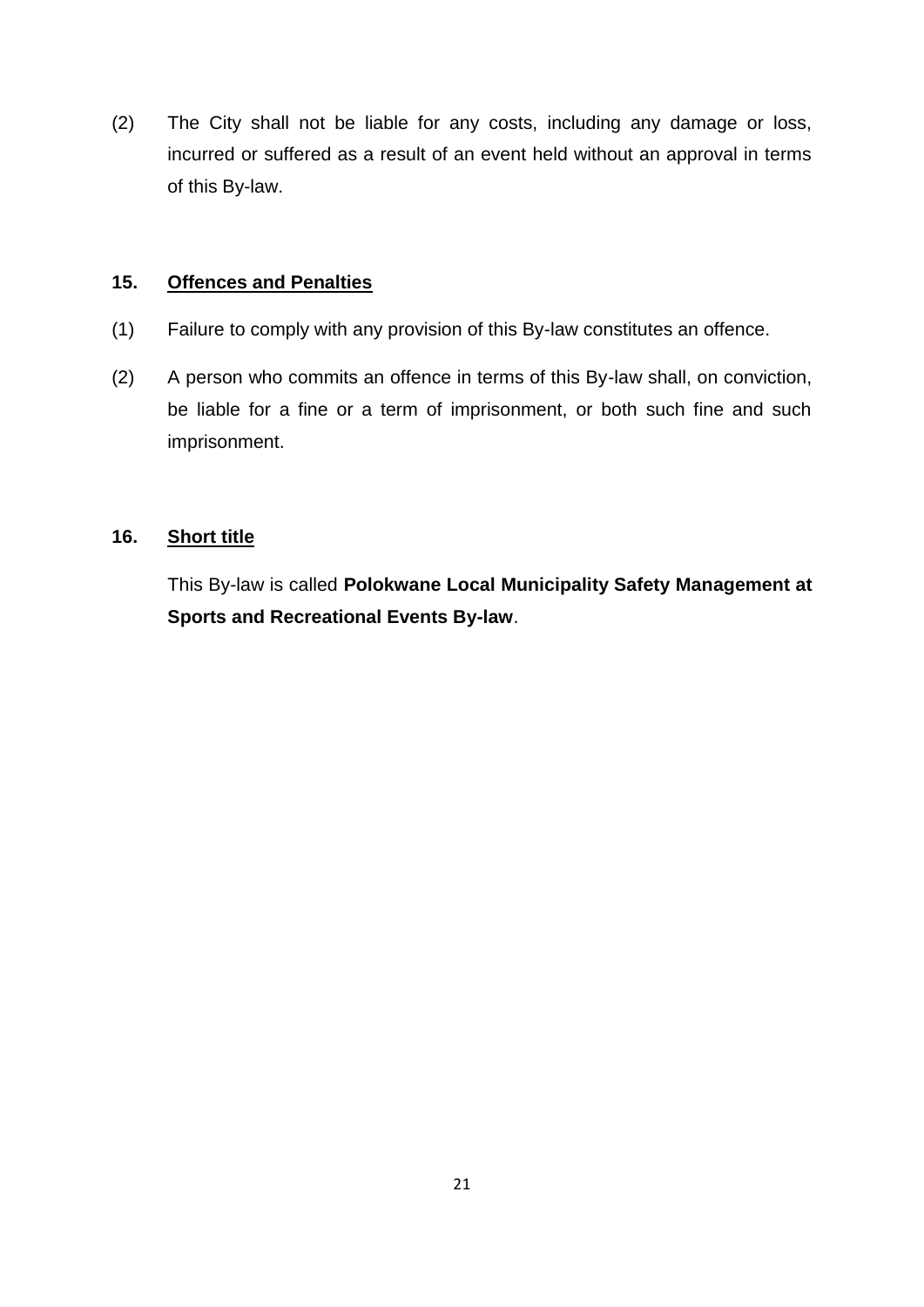(2) The City shall not be liable for any costs, including any damage or loss, incurred or suffered as a result of an event held without an approval in terms of this By-law.

## 15. Offences and Penalties

(1) Failure to comply with any provision of this By-law constitutes an offence.

(2) A person who commits an offence in terms of this By-law shall, on conviction, be liable for a fine or a term of imprisonment, or both such fine and such imprisonment.

## 16. Short title

This By-law is called **Polokwane Local Municipality Safety Management at Sports and Recreational Events By-law**.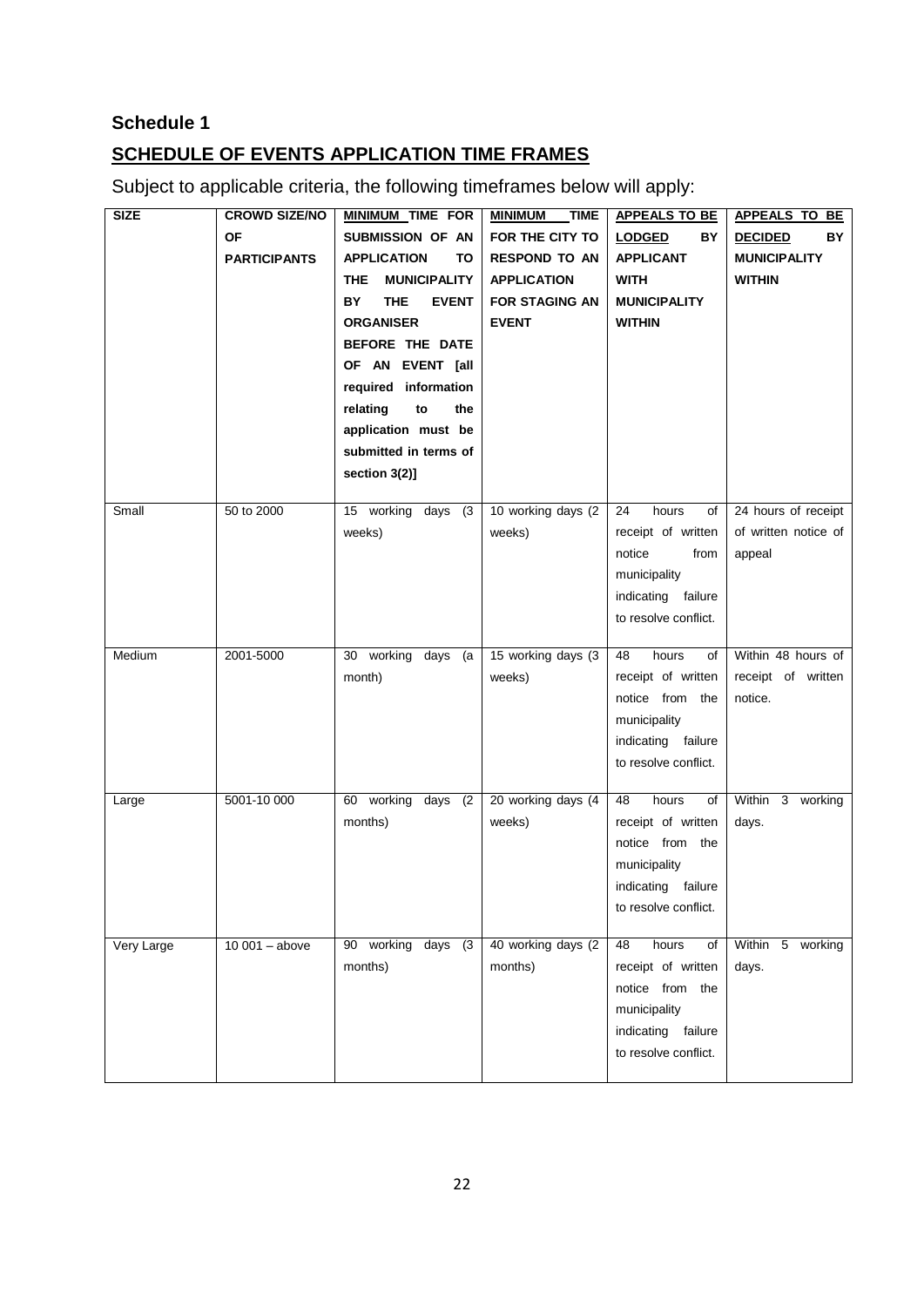**Schedule 1**

## SCHEDULE OF EVENTS APPLICATION TIME FRAMES

Subject to applicable criteria, the following timeframes below will apply:

| SIZE | CROWD SIZE/NO OF PARTICIPANTS | MINIMUM TIME FOR SUBMISSION OF AN APPLICATION TO THE MUNICIPALITY BY THE EVENT ORGANISER BEFORE THE DATE OF AN EVENT [all required information relating to the application must be submitted in terms of section 3(2)] | MINIMUM TIME FOR THE CITY TO RESPOND TO AN APPLICATION FOR STAGING AN EVENT | APPEALS TO BE LODGED BY APPLICANT WITH MUNICIPALITY WITHIN | APPEALS TO BE DECIDED BY MUNICIPALITY WITHIN |
|---|---|---|---|---|---|
| Small | 50 to 2000 | 15 working days (3 weeks) | 10 working days (2 weeks) | 24 hours of receipt of written notice from municipality indicating failure to resolve conflict. | 24 hours of receipt of written notice of appeal |
| Medium | 2001-5000 | 30 working days (a month) | 15 working days (3 weeks) | 48 hours of receipt of written notice from the municipality indicating failure to resolve conflict. | Within 48 hours of receipt of written notice. |
| Large | 5001-10 000 | 60 working days (2 months) | 20 working days (4 weeks) | 48 hours of receipt of written notice from the municipality indicating failure to resolve conflict. | Within 3 working days. |
| Very Large | 10 001 – above | 90 working days (3 months) | 40 working days (2 months) | 48 hours of receipt of written notice from the municipality indicating failure to resolve conflict. | Within 5 working days. |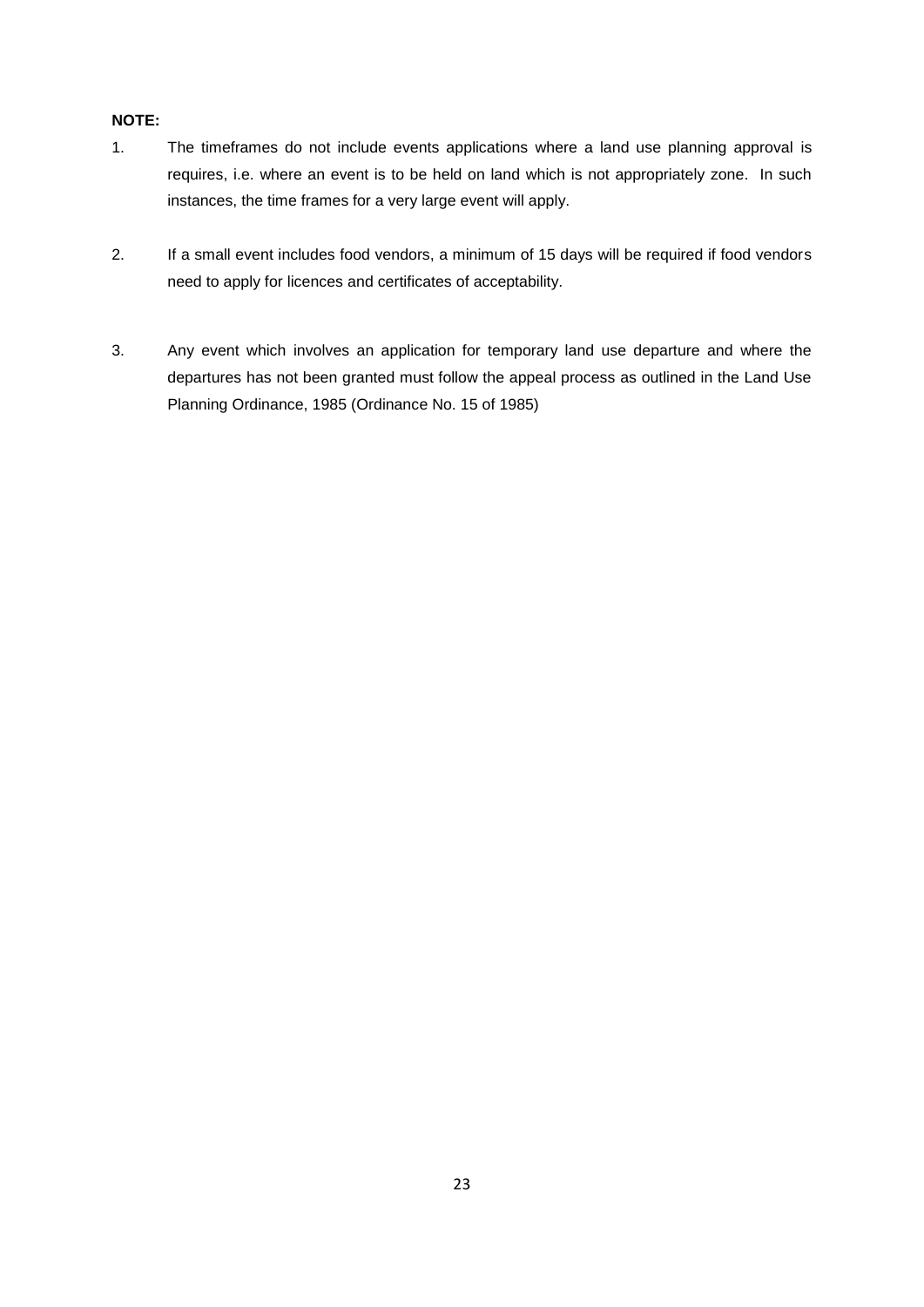**NOTE:**

1. The timeframes do not include events applications where a land use planning approval is requires, i.e. where an event is to be held on land which is not appropriately zone. In such instances, the time frames for a very large event will apply.

2. If a small event includes food vendors, a minimum of 15 days will be required if food vendors need to apply for licences and certificates of acceptability.

3. Any event which involves an application for temporary land use departure and where the departures has not been granted must follow the appeal process as outlined in the Land Use Planning Ordinance, 1985 (Ordinance No. 15 of 1985)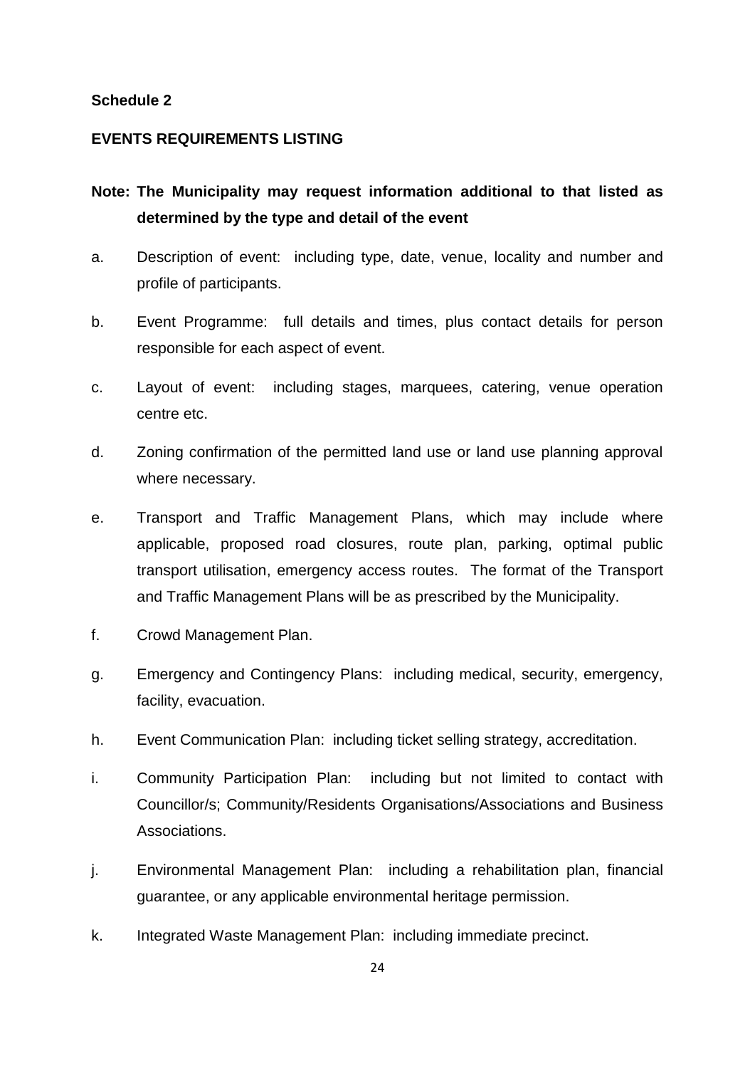**Schedule 2**

**EVENTS REQUIREMENTS LISTING**

**Note: The Municipality may request information additional to that listed as determined by the type and detail of the event**

a. Description of event: including type, date, venue, locality and number and profile of participants.

b. Event Programme: full details and times, plus contact details for person responsible for each aspect of event.

c. Layout of event: including stages, marquees, catering, venue operation centre etc.

d. Zoning confirmation of the permitted land use or land use planning approval where necessary.

e. Transport and Traffic Management Plans, which may include where applicable, proposed road closures, route plan, parking, optimal public transport utilisation, emergency access routes. The format of the Transport and Traffic Management Plans will be as prescribed by the Municipality.

f. Crowd Management Plan.

g. Emergency and Contingency Plans: including medical, security, emergency, facility, evacuation.

h. Event Communication Plan: including ticket selling strategy, accreditation.

i. Community Participation Plan: including but not limited to contact with Councillor/s; Community/Residents Organisations/Associations and Business Associations.

j. Environmental Management Plan: including a rehabilitation plan, financial guarantee, or any applicable environmental heritage permission.

k. Integrated Waste Management Plan: including immediate precinct.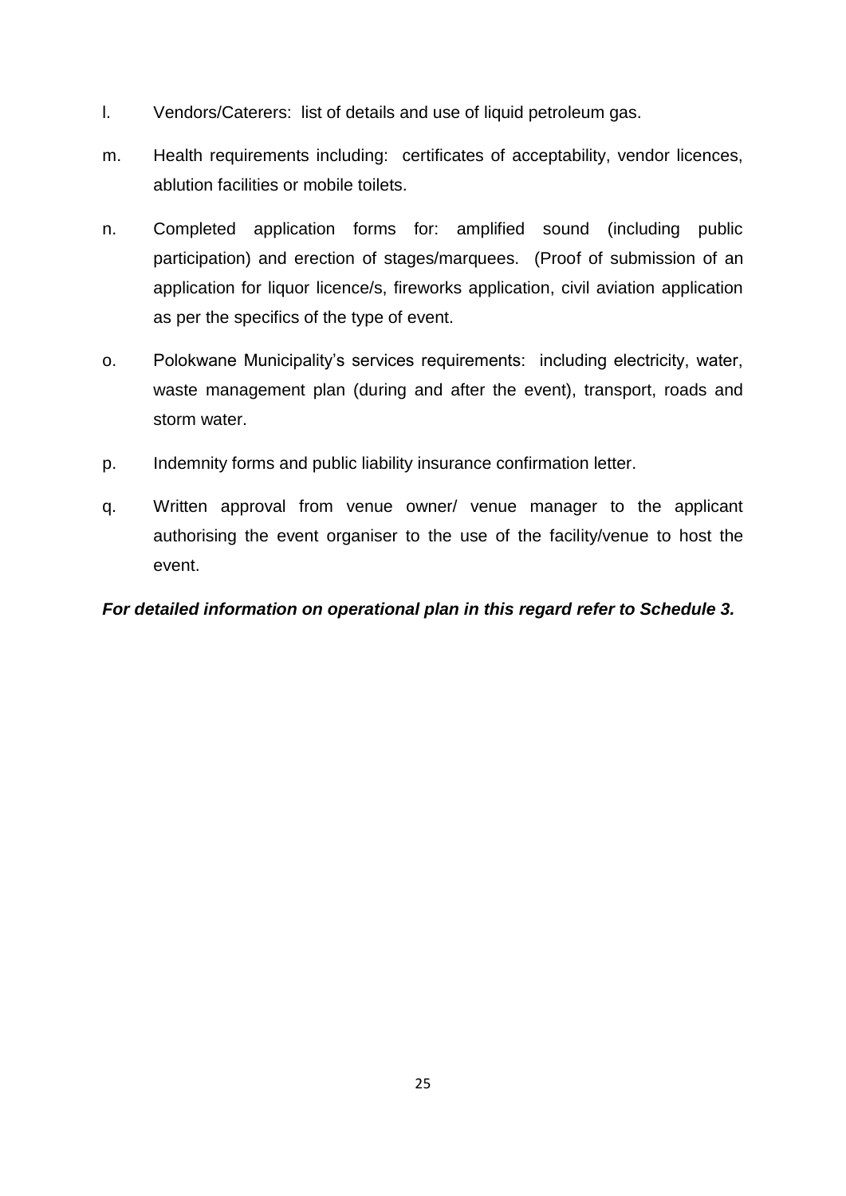l. Vendors/Caterers: list of details and use of liquid petroleum gas.

m. Health requirements including: certificates of acceptability, vendor licences, ablution facilities or mobile toilets.

n. Completed application forms for: amplified sound (including public participation) and erection of stages/marquees. (Proof of submission of an application for liquor licence/s, fireworks application, civil aviation application as per the specifics of the type of event.

o. Polokwane Municipality's services requirements: including electricity, water, waste management plan (during and after the event), transport, roads and storm water.

p. Indemnity forms and public liability insurance confirmation letter.

q. Written approval from venue owner/ venue manager to the applicant authorising the event organiser to the use of the facility/venue to host the event.

***For detailed information on operational plan in this regard refer to Schedule 3.***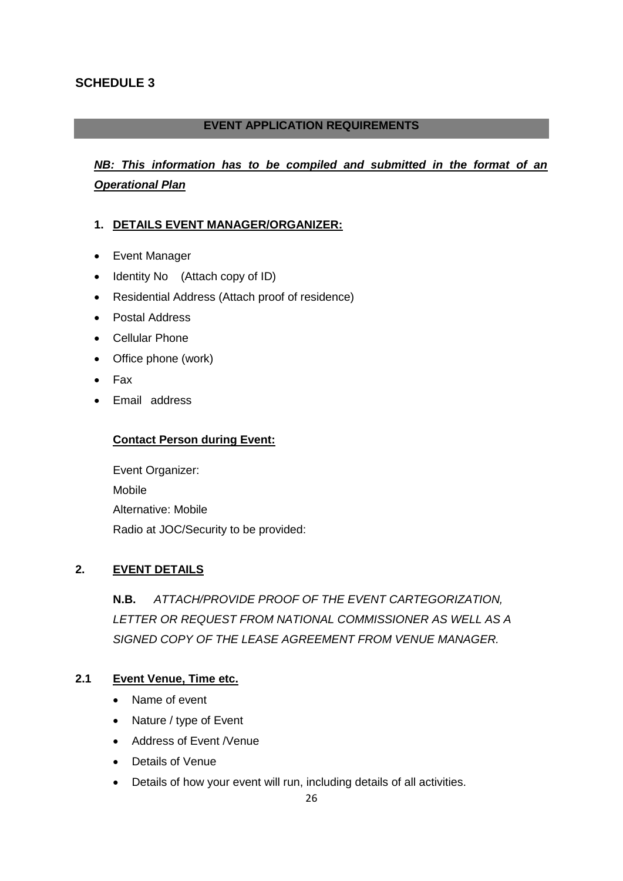# SCHEDULE 3

## EVENT APPLICATION REQUIREMENTS

***NB: This information has to be compiled and submitted in the format of an Operational Plan***

### 1. DETAILS EVENT MANAGER/ORGANIZER:

- Event Manager
- Identity No (Attach copy of ID)
- Residential Address (Attach proof of residence)
- Postal Address
- Cellular Phone
- Office phone (work)
- Fax
- Email address

**Contact Person during Event:**

Event Organizer:
Mobile
Alternative: Mobile
Radio at JOC/Security to be provided:

### 2. EVENT DETAILS

**N.B.** *ATTACH/PROVIDE PROOF OF THE EVENT CARTEGORIZATION, LETTER OR REQUEST FROM NATIONAL COMMISSIONER AS WELL AS A SIGNED COPY OF THE LEASE AGREEMENT FROM VENUE MANAGER.*

### 2.1 Event Venue, Time etc.

- Name of event
- Nature / type of Event
- Address of Event /Venue
- Details of Venue
- Details of how your event will run, including details of all activities.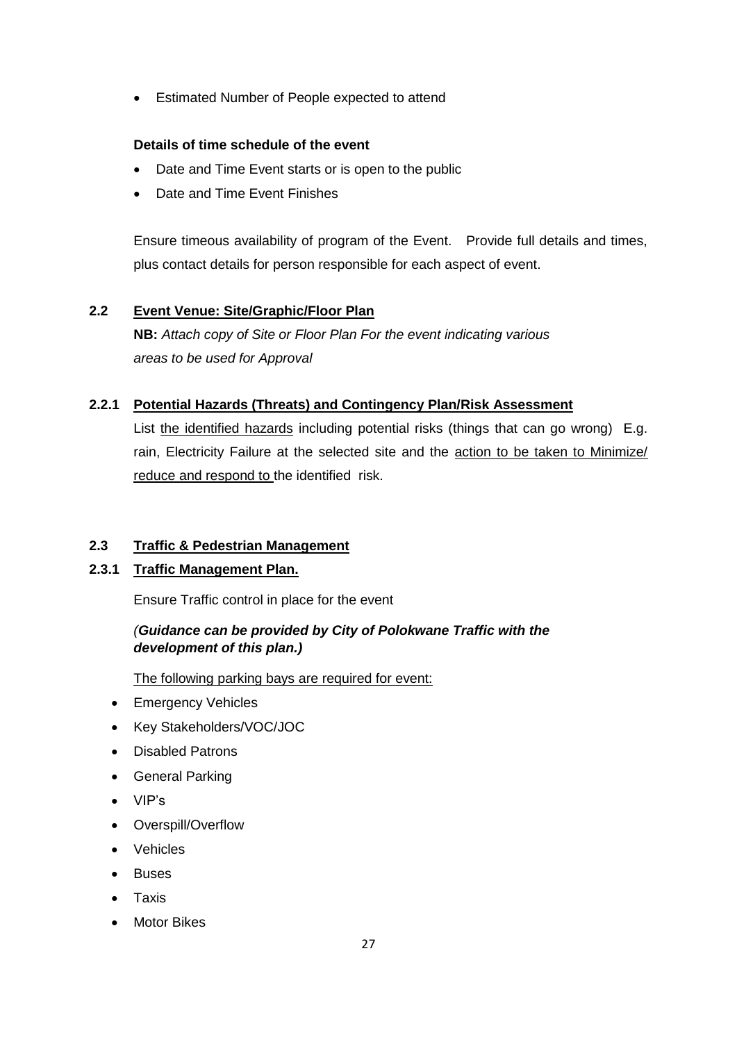- Estimated Number of People expected to attend

**Details of time schedule of the event**

- Date and Time Event starts or is open to the public
- Date and Time Event Finishes

Ensure timeous availability of program of the Event. Provide full details and times, plus contact details for person responsible for each aspect of event.

## 2.2 Event Venue: Site/Graphic/Floor Plan

**NB:** *Attach copy of Site or Floor Plan For the event indicating various areas to be used for Approval*

### 2.2.1 Potential Hazards (Threats) and Contingency Plan/Risk Assessment

List the identified hazards including potential risks (things that can go wrong) E.g. rain, Electricity Failure at the selected site and the action to be taken to Minimize/ reduce and respond to the identified risk.

## 2.3 Traffic & Pedestrian Management

### 2.3.1 Traffic Management Plan.

Ensure Traffic control in place for the event

*(**Guidance can be provided by City of Polokwane Traffic with the development of this plan.)***

The following parking bays are required for event:

- Emergency Vehicles
- Key Stakeholders/VOC/JOC
- Disabled Patrons
- General Parking
- VIP's
- Overspill/Overflow
- Vehicles
- Buses
- Taxis
- Motor Bikes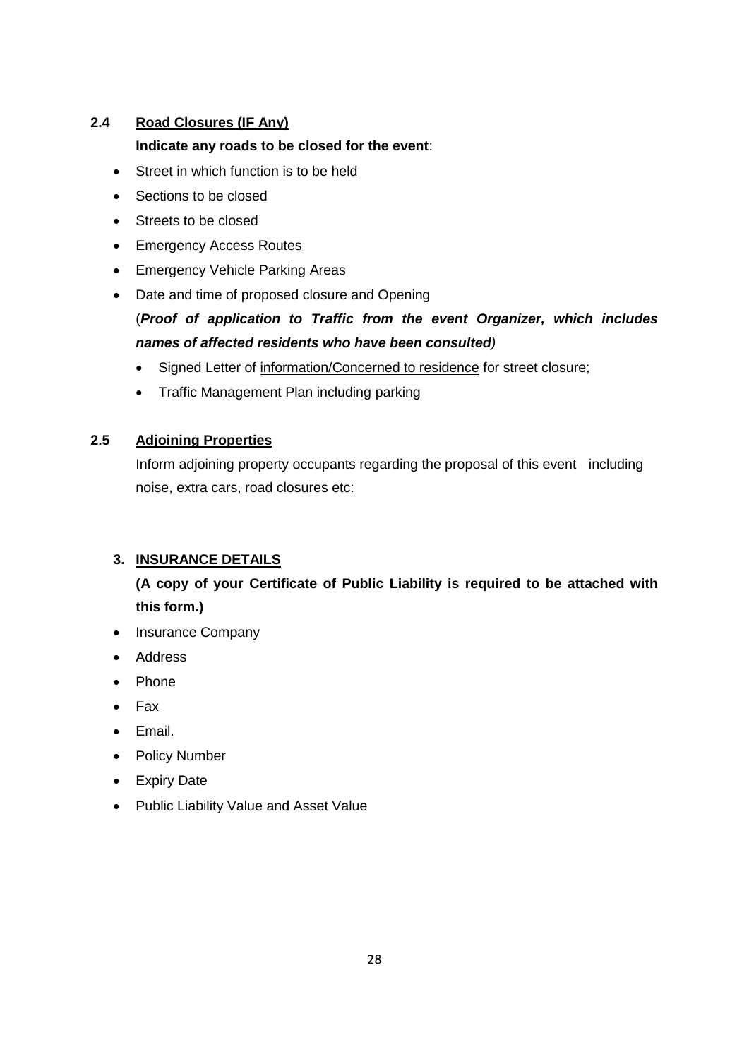### 2.4 <u>Road Closures (IF Any)</u>

**Indicate any roads to be closed for the event**:

- Street in which function is to be held
- Sections to be closed
- Streets to be closed
- Emergency Access Routes
- Emergency Vehicle Parking Areas
- Date and time of proposed closure and Opening

(***Proof of application to Traffic from the event Organizer, which includes names of affected residents who have been consulted***)

- Signed Letter of <u>information/Concerned to residence</u> for street closure;
- Traffic Management Plan including parking

### 2.5 <u>Adjoining Properties</u>

Inform adjoining property occupants regarding the proposal of this event including noise, extra cars, road closures etc:

## 3. <u>INSURANCE DETAILS</u>

**(A copy of your Certificate of Public Liability is required to be attached with this form.)**

- Insurance Company
- Address
- Phone
- Fax
- Email.
- Policy Number
- Expiry Date
- Public Liability Value and Asset Value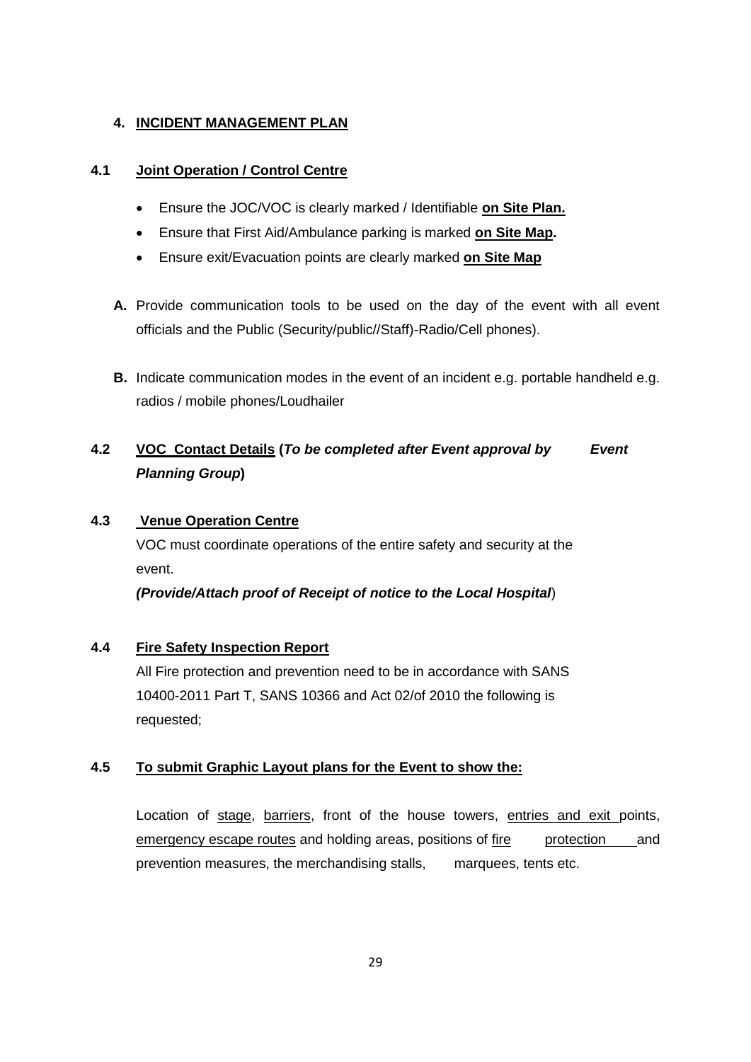## 4. INCIDENT MANAGEMENT PLAN

### 4.1 Joint Operation / Control Centre

- Ensure the JOC/VOC is clearly marked / Identifiable **on Site Plan.**
- Ensure that First Aid/Ambulance parking is marked **on Site Map.**
- Ensure exit/Evacuation points are clearly marked **on Site Map**

**A.** Provide communication tools to be used on the day of the event with all event officials and the Public (Security/public//Staff)-Radio/Cell phones).

**B.** Indicate communication modes in the event of an incident e.g. portable handheld e.g. radios / mobile phones/Loudhailer

### 4.2 VOC Contact Details (*To be completed after Event approval by Event Planning Group*)

### 4.3 Venue Operation Centre

VOC must coordinate operations of the entire safety and security at the event.

***(Provide/Attach proof of Receipt of notice to the Local Hospital*)**

### 4.4 Fire Safety Inspection Report

All Fire protection and prevention need to be in accordance with SANS 10400-2011 Part T, SANS 10366 and Act 02/of 2010 the following is requested;

### 4.5 To submit Graphic Layout plans for the Event to show the:

Location of stage, barriers, front of the house towers, entries and exit points, emergency escape routes and holding areas, positions of fire protection and prevention measures, the merchandising stalls, marquees, tents etc.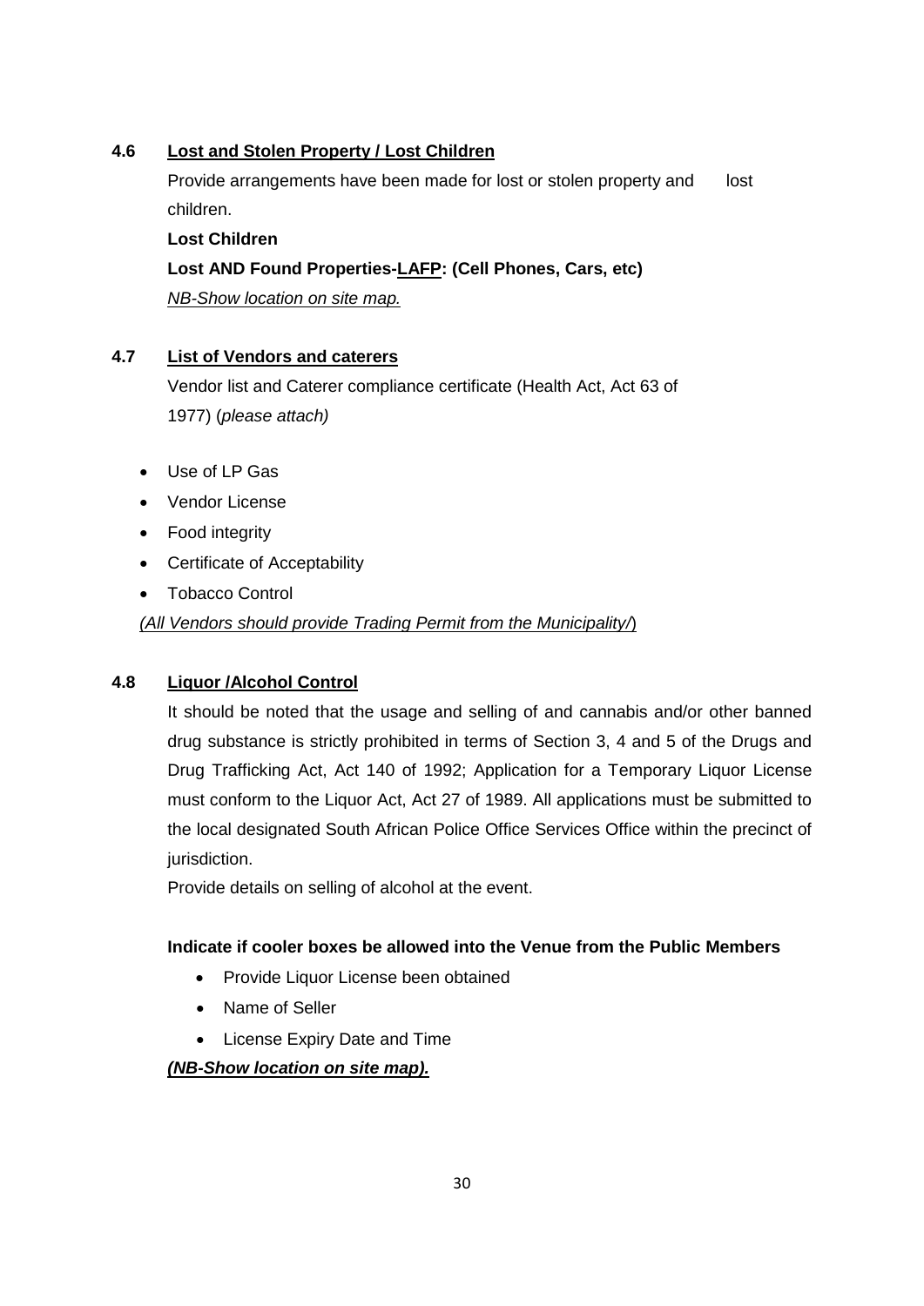### 4.6 <u>Lost and Stolen Property / Lost Children</u>

Provide arrangements have been made for lost or stolen property and lost children.

**Lost Children**

**Lost AND Found Properties-<u>LAFP</u>: (Cell Phones, Cars, etc)**

<u>*NB-Show location on site map.*</u>

### 4.7 <u>List of Vendors and caterers</u>

Vendor list and Caterer compliance certificate (Health Act, Act 63 of 1977) (*please attach)*

- Use of LP Gas
- Vendor License
- Food integrity
- Certificate of Acceptability
- Tobacco Control

<u>*(All Vendors should provide Trading Permit from the Municipality/*)</u>

### 4.8 <u>Liquor /Alcohol Control</u>

It should be noted that the usage and selling of and cannabis and/or other banned drug substance is strictly prohibited in terms of Section 3, 4 and 5 of the Drugs and Drug Trafficking Act, Act 140 of 1992; Application for a Temporary Liquor License must conform to the Liquor Act, Act 27 of 1989. All applications must be submitted to the local designated South African Police Office Services Office within the precinct of jurisdiction.

Provide details on selling of alcohol at the event.

**Indicate if cooler boxes be allowed into the Venue from the Public Members**

- Provide Liquor License been obtained
- Name of Seller
- License Expiry Date and Time

<u>***(NB-Show location on site map).***</u>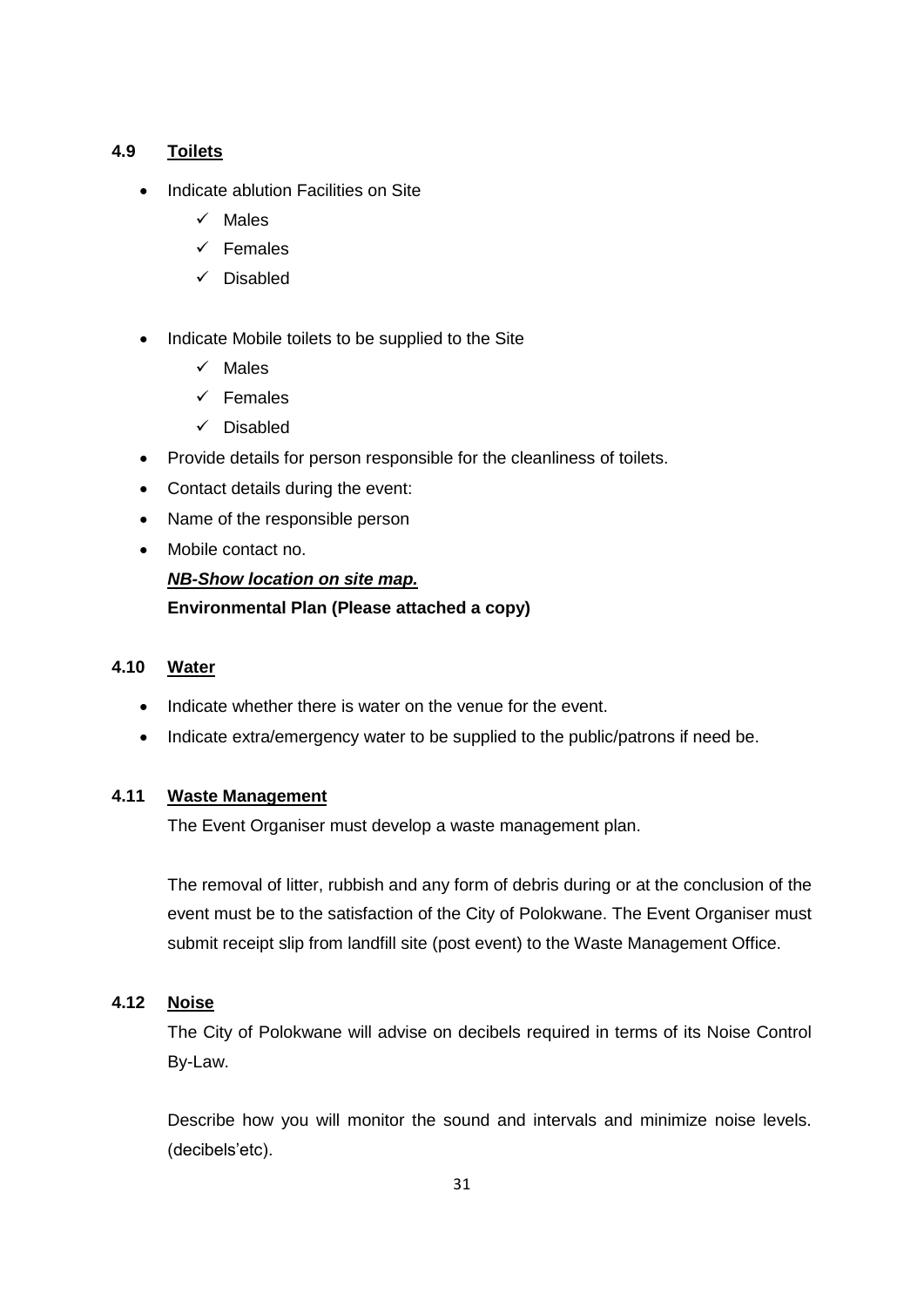### 4.9 Toilets

- Indicate ablution Facilities on Site
  - ✓ Males
  - ✓ Females
  - ✓ Disabled

- Indicate Mobile toilets to be supplied to the Site
  - ✓ Males
  - ✓ Females
  - ✓ Disabled
- Provide details for person responsible for the cleanliness of toilets.
- Contact details during the event:
- Name of the responsible person
- Mobile contact no.

***NB-Show location on site map.***

**Environmental Plan (Please attached a copy)**

### 4.10 Water

- Indicate whether there is water on the venue for the event.
- Indicate extra/emergency water to be supplied to the public/patrons if need be.

### 4.11 Waste Management

The Event Organiser must develop a waste management plan.

The removal of litter, rubbish and any form of debris during or at the conclusion of the event must be to the satisfaction of the City of Polokwane. The Event Organiser must submit receipt slip from landfill site (post event) to the Waste Management Office.

### 4.12 Noise

The City of Polokwane will advise on decibels required in terms of its Noise Control By-Law.

Describe how you will monitor the sound and intervals and minimize noise levels. (decibels'etc).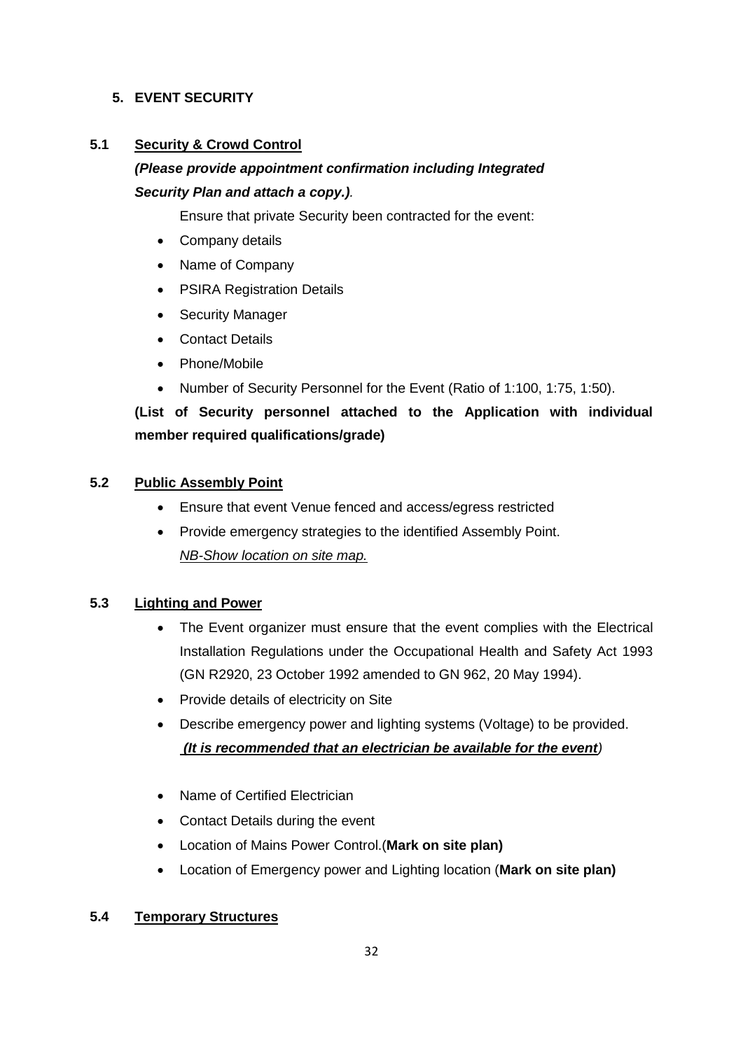## 5. EVENT SECURITY

### 5.1 <u>Security & Crowd Control</u>

***(Please provide appointment confirmation including Integrated Security Plan and attach a copy.)***.

Ensure that private Security been contracted for the event:

- Company details
- Name of Company
- PSIRA Registration Details
- Security Manager
- Contact Details
- Phone/Mobile
- Number of Security Personnel for the Event (Ratio of 1:100, 1:75, 1:50).

**(List of Security personnel attached to the Application with individual member required qualifications/grade)**

### 5.2 <u>Public Assembly Point</u>

- Ensure that event Venue fenced and access/egress restricted
- Provide emergency strategies to the identified Assembly Point.
  *<u>NB-Show location on site map.</u>*

### 5.3 <u>Lighting and Power</u>

- The Event organizer must ensure that the event complies with the Electrical Installation Regulations under the Occupational Health and Safety Act 1993 (GN R2920, 23 October 1992 amended to GN 962, 20 May 1994).
- Provide details of electricity on Site
- Describe emergency power and lighting systems (Voltage) to be provided.
  ***<u>(It is recommended that an electrician be available for the event</u>)***

- Name of Certified Electrician
- Contact Details during the event
- Location of Mains Power Control.(**Mark on site plan)**
- Location of Emergency power and Lighting location (**Mark on site plan)**

### 5.4 <u>Temporary Structures</u>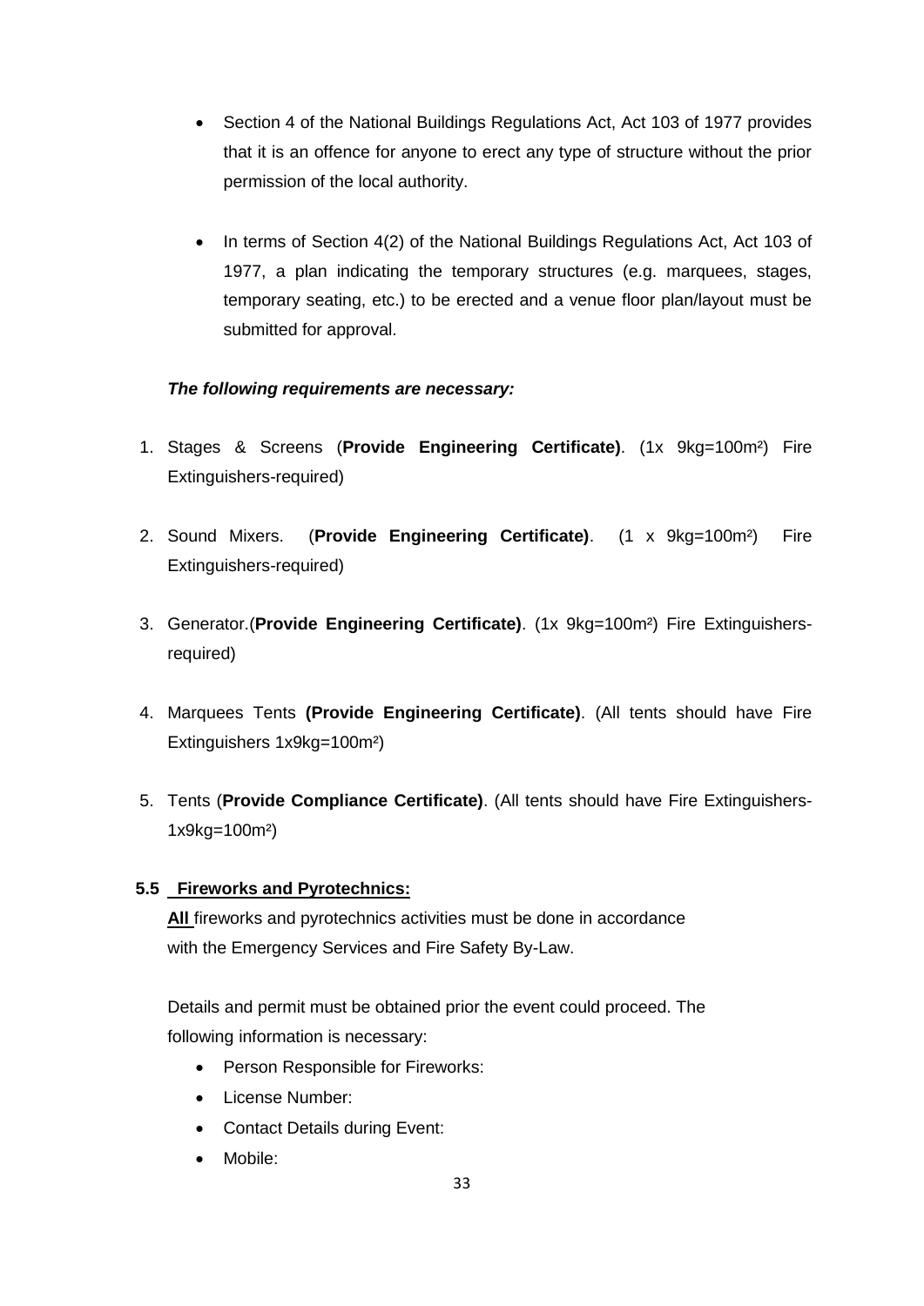- Section 4 of the National Buildings Regulations Act, Act 103 of 1977 provides that it is an offence for anyone to erect any type of structure without the prior permission of the local authority.

- In terms of Section 4(2) of the National Buildings Regulations Act, Act 103 of 1977, a plan indicating the temporary structures (e.g. marquees, stages, temporary seating, etc.) to be erected and a venue floor plan/layout must be submitted for approval.

***The following requirements are necessary:***

1. Stages & Screens (**Provide Engineering Certificate)**. (1x 9kg=100m²) Fire Extinguishers-required)

2. Sound Mixers. (**Provide Engineering Certificate)**. (1 x 9kg=100m²) Fire Extinguishers-required)

3. Generator.(**Provide Engineering Certificate)**. (1x 9kg=100m²) Fire Extinguishers-required)

4. Marquees Tents **(Provide Engineering Certificate)**. (All tents should have Fire Extinguishers 1x9kg=100m²)

5. Tents (**Provide Compliance Certificate)**. (All tents should have Fire Extinguishers-1x9kg=100m²)

**5.5 Fireworks and Pyrotechnics:**

**All** fireworks and pyrotechnics activities must be done in accordance with the Emergency Services and Fire Safety By-Law.

Details and permit must be obtained prior the event could proceed. The following information is necessary:

- Person Responsible for Fireworks:
- License Number:
- Contact Details during Event:
- Mobile: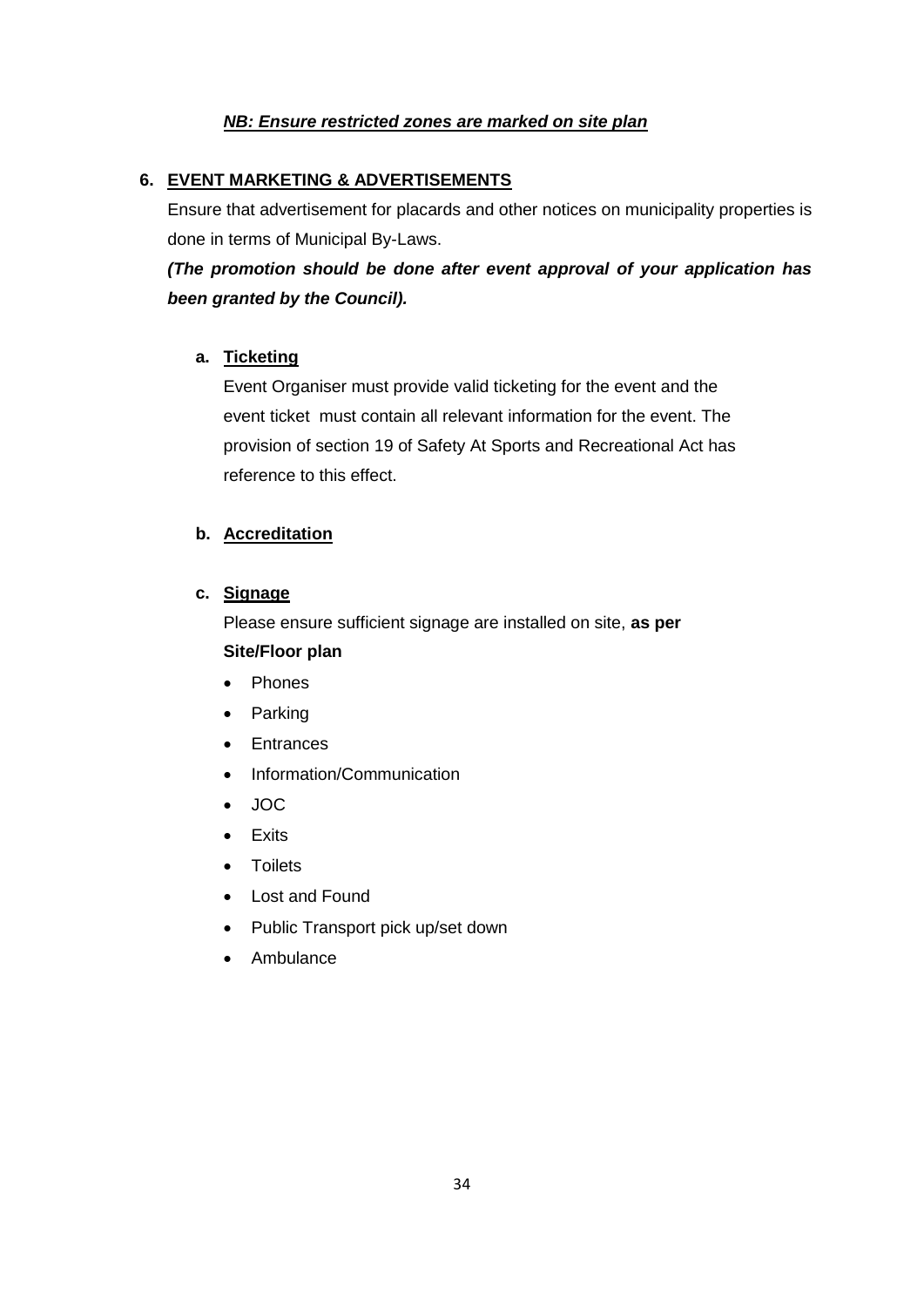***NB: Ensure restricted zones are marked on site plan***

## 6. EVENT MARKETING & ADVERTISEMENTS

Ensure that advertisement for placards and other notices on municipality properties is done in terms of Municipal By-Laws.

***(The promotion should be done after event approval of your application has been granted by the Council).***

### a. Ticketing

Event Organiser must provide valid ticketing for the event and the event ticket must contain all relevant information for the event. The provision of section 19 of Safety At Sports and Recreational Act has reference to this effect.

### b. Accreditation

### c. Signage

Please ensure sufficient signage are installed on site, **as per Site/Floor plan**

- Phones
- Parking
- Entrances
- Information/Communication
- JOC
- Exits
- Toilets
- Lost and Found
- Public Transport pick up/set down
- Ambulance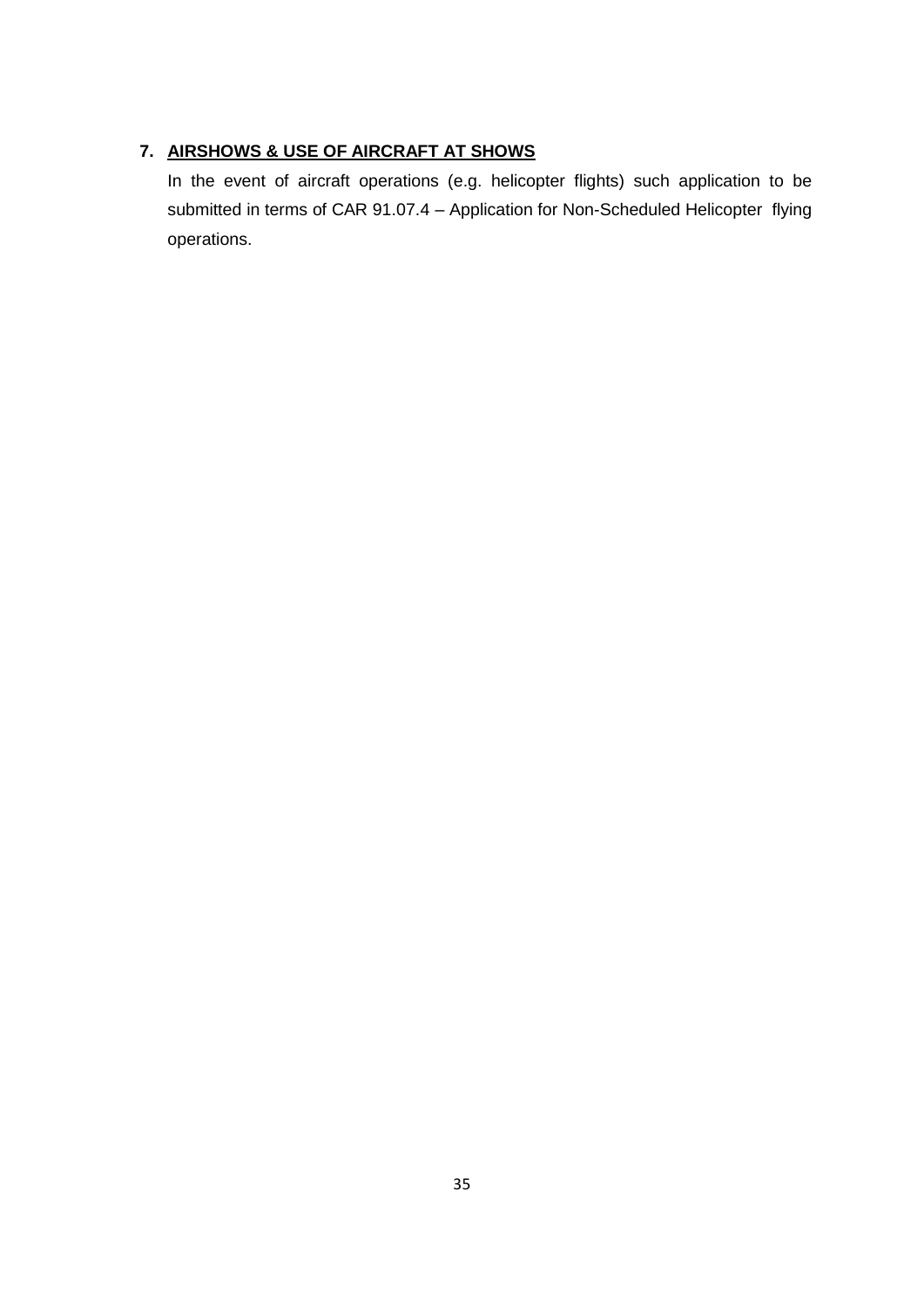## 7. <u>AIRSHOWS & USE OF AIRCRAFT AT SHOWS</u>

In the event of aircraft operations (e.g. helicopter flights) such application to be submitted in terms of CAR 91.07.4 – Application for Non-Scheduled Helicopter flying operations.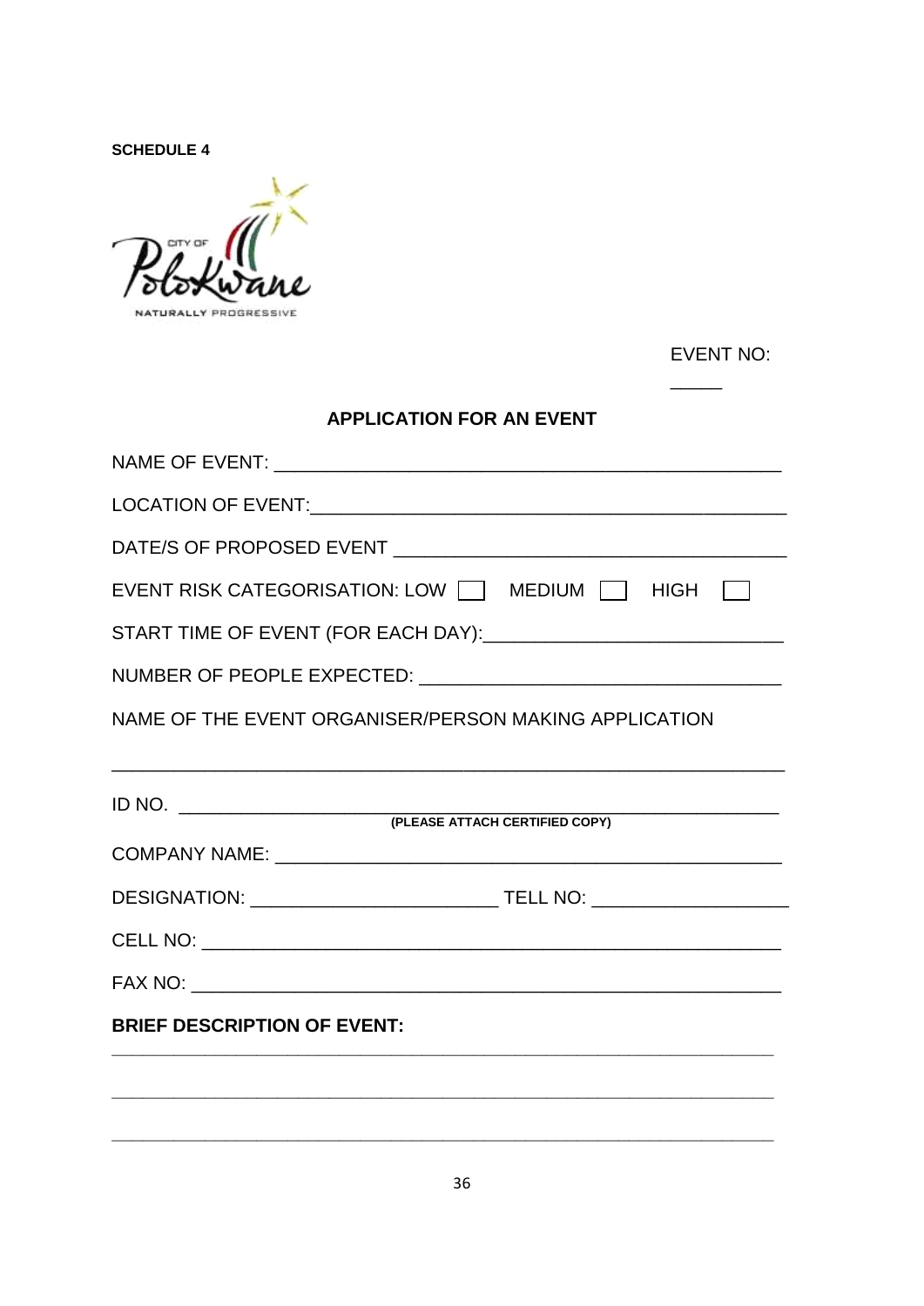**SCHEDULE 4**

EVENT NO: _____

## APPLICATION FOR AN EVENT

NAME OF EVENT: ______________________________________________

LOCATION OF EVENT: ______________________________________________

DATE/S OF PROPOSED EVENT ______________________________________

EVENT RISK CATEGORISATION: LOW ☐ MEDIUM ☐ HIGH ☐

START TIME OF EVENT (FOR EACH DAY): ____________________________

NUMBER OF PEOPLE EXPECTED: ___________________________________

NAME OF THE EVENT ORGANISER/PERSON MAKING APPLICATION

_________________________________________________________________

ID NO. _________________________________________________________
**(PLEASE ATTACH CERTIFIED COPY)**

COMPANY NAME: ___________________________________________________

DESIGNATION: _______________________ TELL NO: __________________

CELL NO: _______________________________________________________

FAX NO: ________________________________________________________

**BRIEF DESCRIPTION OF EVENT:**

_________________________________________________________________

_________________________________________________________________

_________________________________________________________________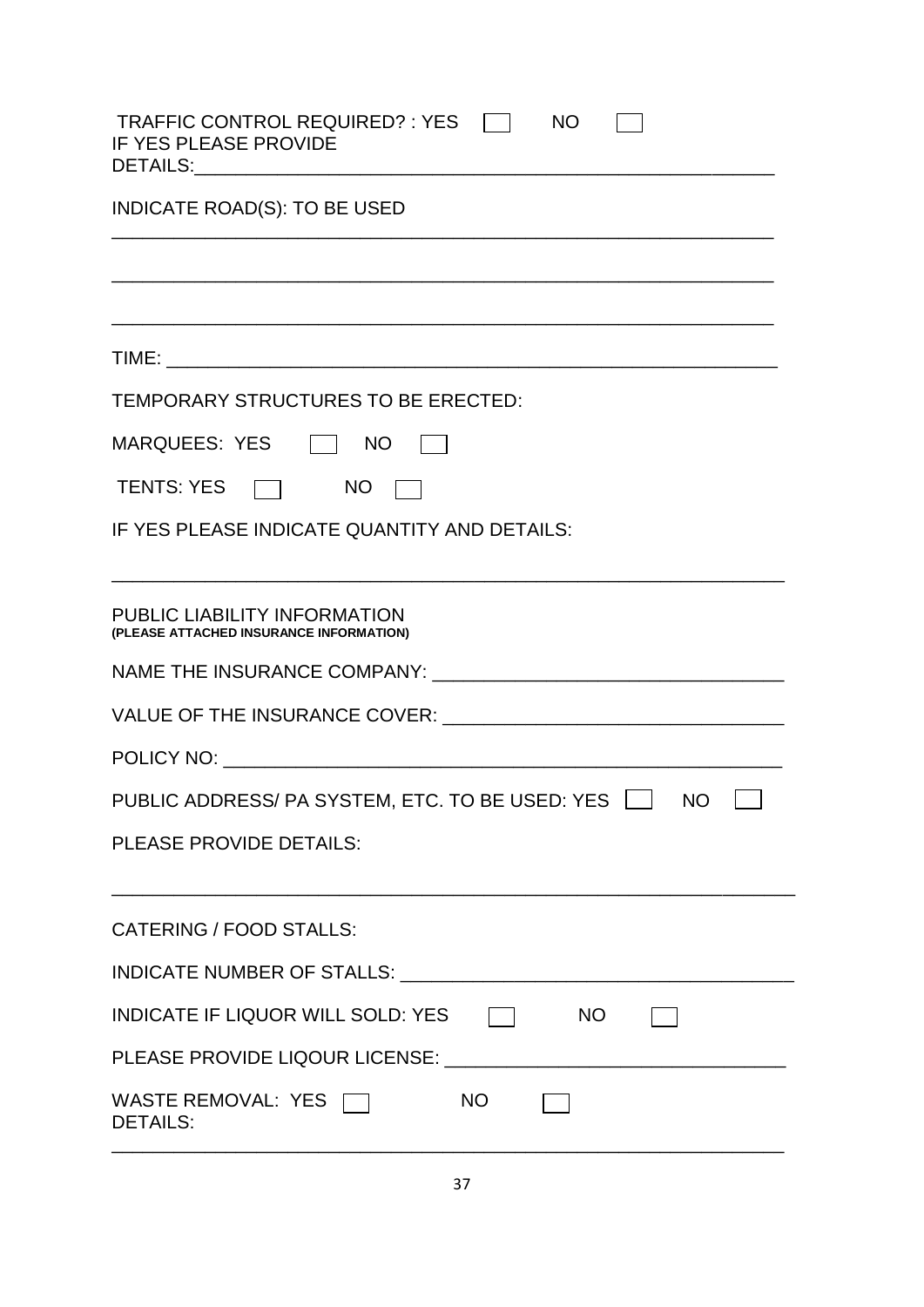TRAFFIC CONTROL REQUIRED? : YES ☐ NO ☐
IF YES PLEASE PROVIDE
DETAILS:\_\_\_\_\_\_\_\_\_\_\_\_\_\_\_\_\_\_\_\_\_\_\_\_\_\_\_\_\_\_\_\_\_\_\_\_\_\_\_\_\_\_\_\_\_\_\_\_\_\_\_\_\_\_

INDICATE ROAD(S): TO BE USED

\_\_\_\_\_\_\_\_\_\_\_\_\_\_\_\_\_\_\_\_\_\_\_\_\_\_\_\_\_\_\_\_\_\_\_\_\_\_\_\_\_\_\_\_\_\_\_\_\_\_\_\_\_\_\_\_\_\_\_\_\_\_

\_\_\_\_\_\_\_\_\_\_\_\_\_\_\_\_\_\_\_\_\_\_\_\_\_\_\_\_\_\_\_\_\_\_\_\_\_\_\_\_\_\_\_\_\_\_\_\_\_\_\_\_\_\_\_\_\_\_\_\_\_\_

\_\_\_\_\_\_\_\_\_\_\_\_\_\_\_\_\_\_\_\_\_\_\_\_\_\_\_\_\_\_\_\_\_\_\_\_\_\_\_\_\_\_\_\_\_\_\_\_\_\_\_\_\_\_\_\_\_\_\_\_\_\_

TIME: \_\_\_\_\_\_\_\_\_\_\_\_\_\_\_\_\_\_\_\_\_\_\_\_\_\_\_\_\_\_\_\_\_\_\_\_\_\_\_\_\_\_\_\_\_\_\_\_\_\_\_\_\_\_\_\_\_\_

TEMPORARY STRUCTURES TO BE ERECTED:

MARQUEES: YES ☐ NO ☐

TENTS: YES ☐ NO ☐

IF YES PLEASE INDICATE QUANTITY AND DETAILS:

\_\_\_\_\_\_\_\_\_\_\_\_\_\_\_\_\_\_\_\_\_\_\_\_\_\_\_\_\_\_\_\_\_\_\_\_\_\_\_\_\_\_\_\_\_\_\_\_\_\_\_\_\_\_\_\_\_\_\_\_\_\_

PUBLIC LIABILITY INFORMATION
**(PLEASE ATTACHED INSURANCE INFORMATION)**

NAME THE INSURANCE COMPANY: \_\_\_\_\_\_\_\_\_\_\_\_\_\_\_\_\_\_\_\_\_\_\_\_\_\_\_\_\_\_\_\_

VALUE OF THE INSURANCE COVER: \_\_\_\_\_\_\_\_\_\_\_\_\_\_\_\_\_\_\_\_\_\_\_\_\_\_\_\_\_\_\_\_

POLICY NO: \_\_\_\_\_\_\_\_\_\_\_\_\_\_\_\_\_\_\_\_\_\_\_\_\_\_\_\_\_\_\_\_\_\_\_\_\_\_\_\_\_\_\_\_\_\_\_\_\_\_\_\_

PUBLIC ADDRESS/ PA SYSTEM, ETC. TO BE USED: YES ☐ NO ☐

PLEASE PROVIDE DETAILS:

\_\_\_\_\_\_\_\_\_\_\_\_\_\_\_\_\_\_\_\_\_\_\_\_\_\_\_\_\_\_\_\_\_\_\_\_\_\_\_\_\_\_\_\_\_\_\_\_\_\_\_\_\_\_\_\_\_\_\_\_\_\_

CATERING / FOOD STALLS:

INDICATE NUMBER OF STALLS: \_\_\_\_\_\_\_\_\_\_\_\_\_\_\_\_\_\_\_\_\_\_\_\_\_\_\_\_\_\_\_\_\_\_\_\_

INDICATE IF LIQUOR WILL SOLD: YES ☐ NO ☐

PLEASE PROVIDE LIQOUR LICENSE: \_\_\_\_\_\_\_\_\_\_\_\_\_\_\_\_\_\_\_\_\_\_\_\_\_\_\_\_\_\_\_\_

WASTE REMOVAL: YES ☐ NO ☐
DETAILS:
\_\_\_\_\_\_\_\_\_\_\_\_\_\_\_\_\_\_\_\_\_\_\_\_\_\_\_\_\_\_\_\_\_\_\_\_\_\_\_\_\_\_\_\_\_\_\_\_\_\_\_\_\_\_\_\_\_\_\_\_\_\_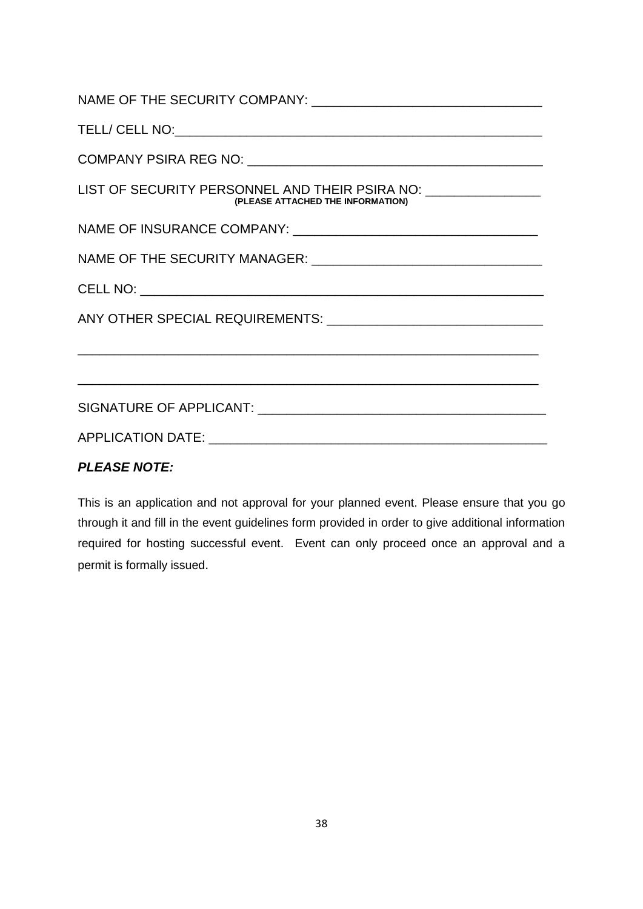NAME OF THE SECURITY COMPANY: _______________________________

TELL/ CELL NO:_______________________________________________

COMPANY PSIRA REG NO: ________________________________________

LIST OF SECURITY PERSONNEL AND THEIR PSIRA NO: ________________
**(PLEASE ATTACHED THE INFORMATION)**

NAME OF INSURANCE COMPANY: ________________________________

NAME OF THE SECURITY MANAGER: _______________________________

CELL NO: ______________________________________________________

ANY OTHER SPECIAL REQUIREMENTS: _____________________________

______________________________________________________________

______________________________________________________________

SIGNATURE OF APPLICANT: _______________________________________

APPLICATION DATE: _____________________________________________

***PLEASE NOTE:***

This is an application and not approval for your planned event. Please ensure that you go through it and fill in the event guidelines form provided in order to give additional information required for hosting successful event. Event can only proceed once an approval and a permit is formally issued.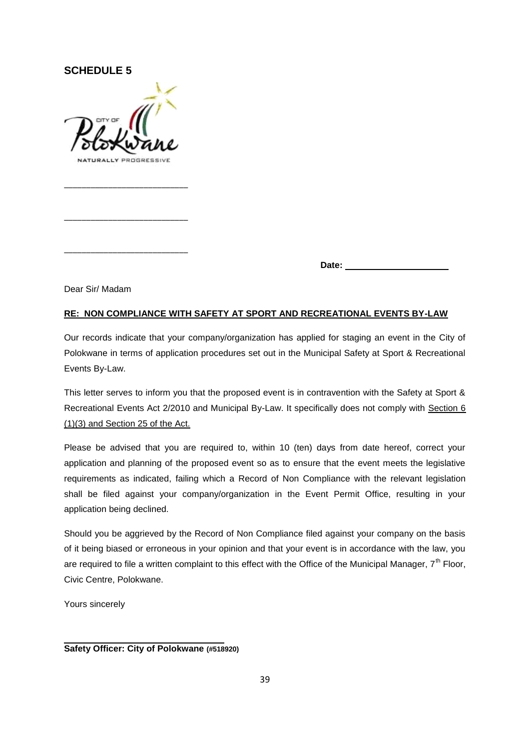**SCHEDULE 5**

CITY OF Polokwane

NATURALLY PROGRESSIVE

\_\_\_\_\_\_\_\_\_\_\_\_\_\_\_\_\_\_\_\_\_\_\_\_\_

\_\_\_\_\_\_\_\_\_\_\_\_\_\_\_\_\_\_\_\_\_\_\_\_\_

\_\_\_\_\_\_\_\_\_\_\_\_\_\_\_\_\_\_\_\_\_\_\_\_\_

**Date:** \_\_\_\_\_\_\_\_\_\_\_\_\_\_\_\_\_\_\_\_\_\_

Dear Sir/ Madam

**RE: NON COMPLIANCE WITH SAFETY AT SPORT AND RECREATIONAL EVENTS BY-LAW**

Our records indicate that your company/organization has applied for staging an event in the City of Polokwane in terms of application procedures set out in the Municipal Safety at Sport & Recreational Events By-Law.

This letter serves to inform you that the proposed event is in contravention with the Safety at Sport & Recreational Events Act 2/2010 and Municipal By-Law. It specifically does not comply with Section 6 (1)(3) and Section 25 of the Act.

Please be advised that you are required to, within 10 (ten) days from date hereof, correct your application and planning of the proposed event so as to ensure that the event meets the legislative requirements as indicated, failing which a Record of Non Compliance with the relevant legislation shall be filed against your company/organization in the Event Permit Office, resulting in your application being declined.

Should you be aggrieved by the Record of Non Compliance filed against your company on the basis of it being biased or erroneous in your opinion and that your event is in accordance with the law, you are required to file a written complaint to this effect with the Office of the Municipal Manager, 7th Floor, Civic Centre, Polokwane.

Yours sincerely

\_\_\_\_\_\_\_\_\_\_\_\_\_\_\_\_\_\_\_\_\_\_\_\_\_\_\_\_\_\_\_\_

**Safety Officer: City of Polokwane (#518920)**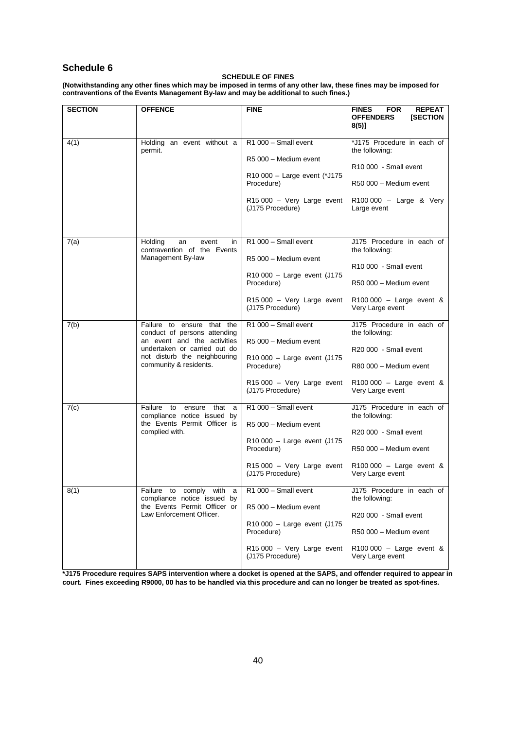## Schedule 6

**SCHEDULE OF FINES**

**(Notwithstanding any other fines which may be imposed in terms of any other law, these fines may be imposed for contraventions of the Events Management By-law and may be additional to such fines.)**

| SECTION | OFFENCE | FINE | FINES FOR REPEAT OFFENDERS [SECTION 8(5)] |
|---|---|---|---|
| 4(1) | Holding an event without a permit. | R1 000 – Small event<br><br>R5 000 – Medium event<br><br>R10 000 – Large event (*J175 Procedure)<br><br>R15 000 – Very Large event (J175 Procedure) | *J175 Procedure in each of the following:<br><br>R10 000 - Small event<br><br>R50 000 – Medium event<br><br>R100 000 – Large & Very Large event |
| 7(a) | Holding an event in contravention of the Events Management By-law | R1 000 – Small event<br><br>R5 000 – Medium event<br><br>R10 000 – Large event (J175 Procedure)<br><br>R15 000 – Very Large event (J175 Procedure) | J175 Procedure in each of the following:<br><br>R10 000 - Small event<br><br>R50 000 – Medium event<br><br>R100 000 – Large event & Very Large event |
| 7(b) | Failure to ensure that the conduct of persons attending an event and the activities undertaken or carried out do not disturb the neighbouring community & residents. | R1 000 – Small event<br><br>R5 000 – Medium event<br><br>R10 000 – Large event (J175 Procedure)<br><br>R15 000 – Very Large event (J175 Procedure) | J175 Procedure in each of the following:<br><br>R20 000 - Small event<br><br>R80 000 – Medium event<br><br>R100 000 – Large event & Very Large event |
| 7(c) | Failure to ensure that a compliance notice issued by the Events Permit Officer is complied with. | R1 000 – Small event<br><br>R5 000 – Medium event<br><br>R10 000 – Large event (J175 Procedure)<br><br>R15 000 – Very Large event (J175 Procedure) | J175 Procedure in each of the following:<br><br>R20 000 - Small event<br><br>R50 000 – Medium event<br><br>R100 000 – Large event & Very Large event |
| 8(1) | Failure to comply with a compliance notice issued by the Events Permit Officer or Law Enforcement Officer. | R1 000 – Small event<br><br>R5 000 – Medium event<br><br>R10 000 – Large event (J175 Procedure)<br><br>R15 000 – Very Large event (J175 Procedure) | J175 Procedure in each of the following:<br><br>R20 000 - Small event<br><br>R50 000 – Medium event<br><br>R100 000 – Large event & Very Large event |

***J175 Procedure requires SAPS intervention where a docket is opened at the SAPS, and offender required to appear in court. Fines exceeding R9000, 00 has to be handled via this procedure and can no longer be treated as spot-fines.**